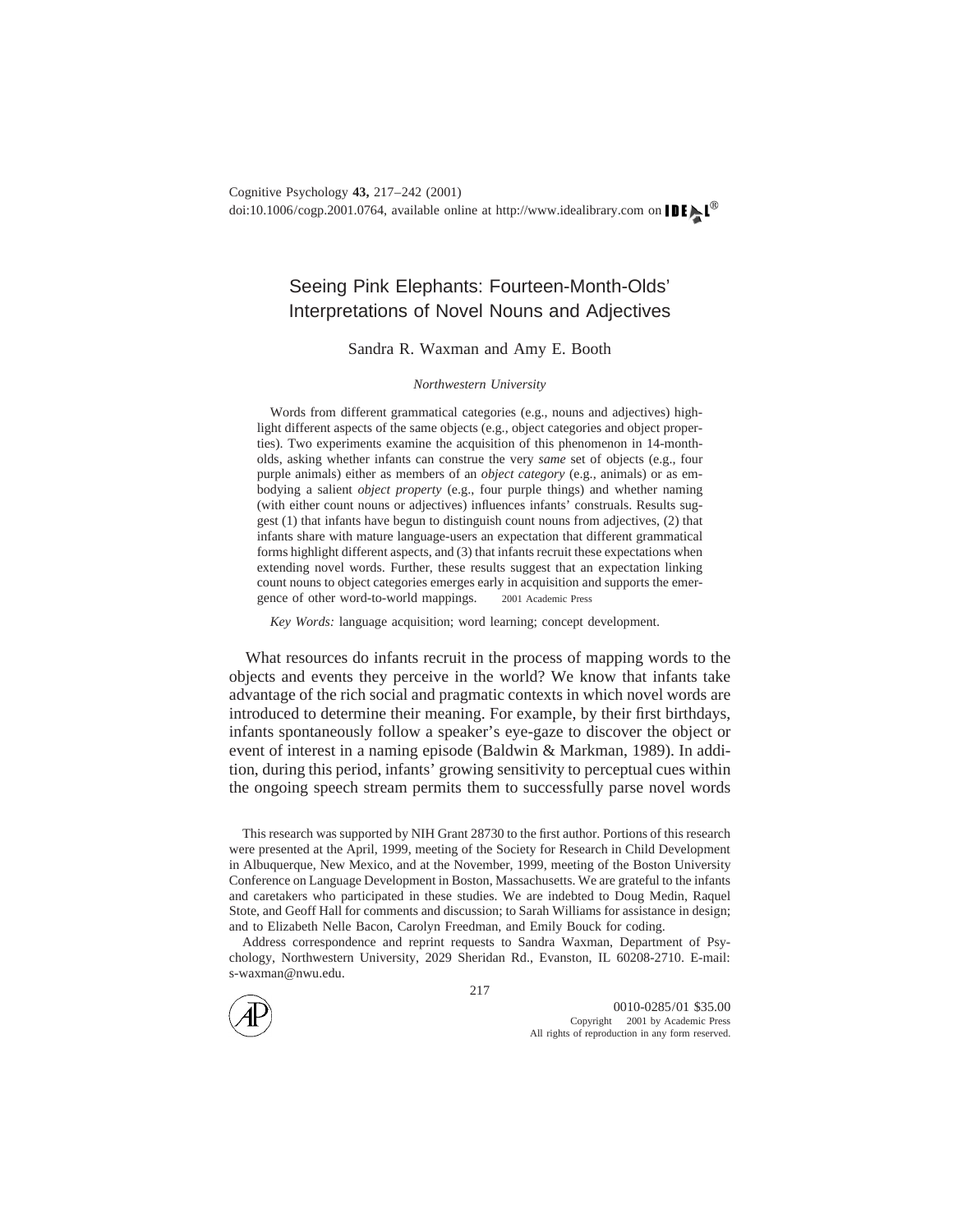# Seeing Pink Elephants: Fourteen-Month-Olds' Interpretations of Novel Nouns and Adjectives

Sandra R. Waxman and Amy E. Booth

*Northwestern University*

Words from different grammatical categories (e.g., nouns and adjectives) highlight different aspects of the same objects (e.g., object categories and object properties). Two experiments examine the acquisition of this phenomenon in 14-month-olds, asking whether infants can construe the very *same* set of objects (e.g., four purple animals) either as members of an *object category* (e.g., animals) or as embodying a salient *object property* (e.g., four purple things) and whether naming (with either count nouns or adjectives) influences infants' construals. Results suggest (1) that infants have begun to distinguish count nouns from adjectives, (2) that infants share with mature language-users an expectation that different grammatical forms highlight different aspects, and (3) that infants recruit these expectations when extending novel words. Further, these results suggest that an expectation linking count nouns to object categories emerges early in acquisition and supports the emergence of other word-to-world mappings. © 2001 Academic Press

*Key Words:* language acquisition; word learning; concept development.

What resources do infants recruit in the process of mapping words to the objects and events they perceive in the world? We know that infants take advantage of the rich social and pragmatic contexts in which novel words are introduced to determine their meaning. For example, by their first birthdays, infants spontaneously follow a speaker's eye-gaze to discover the object or event of interest in a naming episode (Baldwin & Markman, 1989). In addition, during this period, infants' growing sensitivity to perceptual cues within the ongoing speech stream permits them to successfully parse novel words

This research was supported by NIH Grant 28730 to the first author. Portions of this research were presented at the April, 1999, meeting of the Society for Research in Child Development in Albuquerque, New Mexico, and at the November, 1999, meeting of the Boston University Conference on Language Development in Boston, Massachusetts. We are grateful to the infants and caretakers who participated in these studies. We are indebted to Doug Medin, Raquel Stote, and Geoff Hall for comments and discussion; to Sarah Williams for assistance in design; and to Elizabeth Nelle Bacon, Carolyn Freedman, and Emily Bouck for coding.

Address correspondence and reprint requests to Sandra Waxman, Department of Psychology, Northwestern University, 2029 Sheridan Rd., Evanston, IL 60208-2710. E-mail: s-waxman@nwu.edu.

0010-0285/01 $35.00
Copyright © 2001 by Academic Press
All rights of reproduction in any form reserved.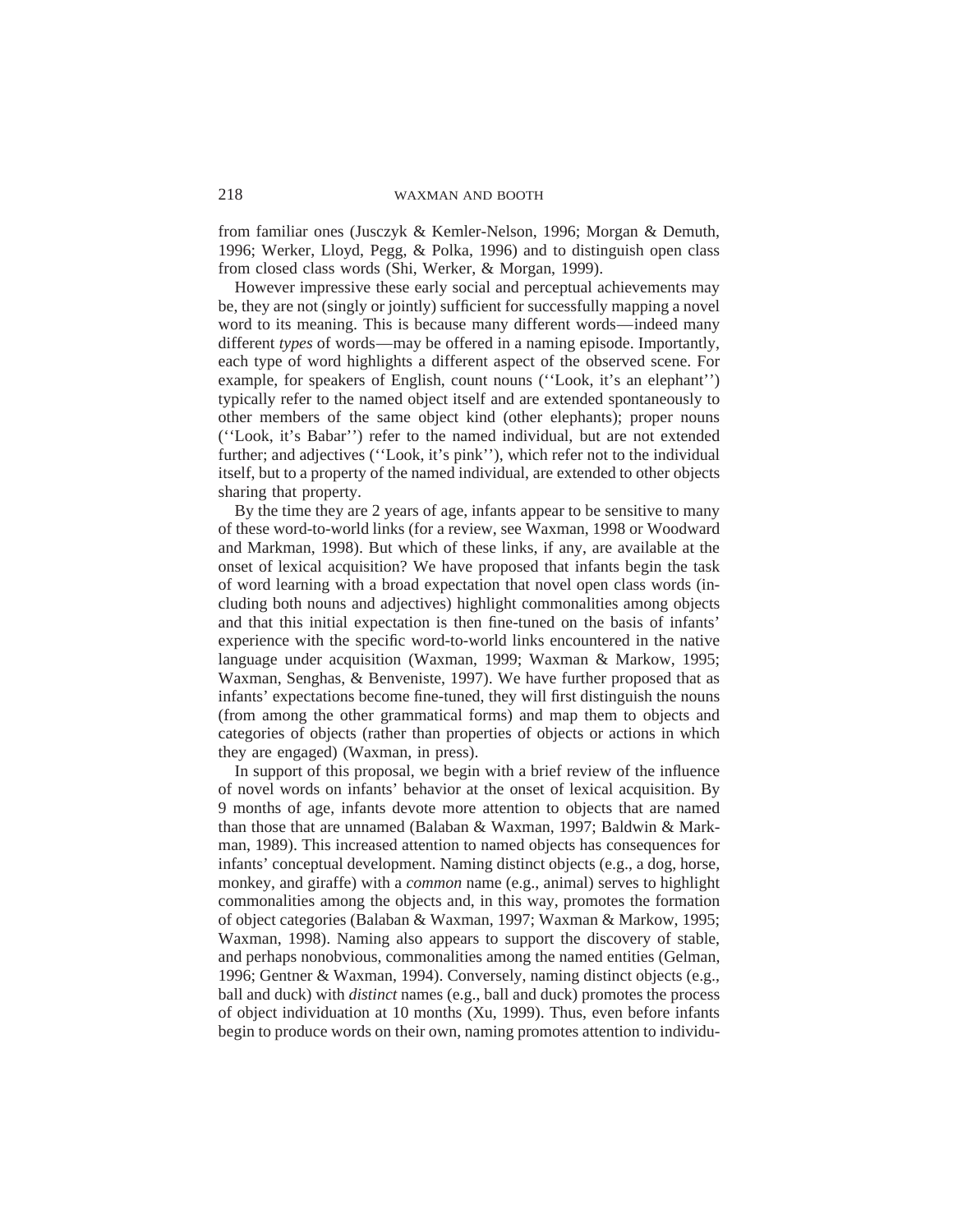from familiar ones (Jusczyk & Kemler-Nelson, 1996; Morgan & Demuth, 1996; Werker, Lloyd, Pegg, & Polka, 1996) and to distinguish open class from closed class words (Shi, Werker, & Morgan, 1999).

However impressive these early social and perceptual achievements may be, they are not (singly or jointly) sufficient for successfully mapping a novel word to its meaning. This is because many different words—indeed many different *types* of words—may be offered in a naming episode. Importantly, each type of word highlights a different aspect of the observed scene. For example, for speakers of English, count nouns (''Look, it's an elephant'') typically refer to the named object itself and are extended spontaneously to other members of the same object kind (other elephants); proper nouns (''Look, it's Babar'') refer to the named individual, but are not extended further; and adjectives (''Look, it's pink''), which refer not to the individual itself, but to a property of the named individual, are extended to other objects sharing that property.

By the time they are 2 years of age, infants appear to be sensitive to many of these word-to-world links (for a review, see Waxman, 1998 or Woodward and Markman, 1998). But which of these links, if any, are available at the onset of lexical acquisition? We have proposed that infants begin the task of word learning with a broad expectation that novel open class words (including both nouns and adjectives) highlight commonalities among objects and that this initial expectation is then fine-tuned on the basis of infants' experience with the specific word-to-world links encountered in the native language under acquisition (Waxman, 1999; Waxman & Markow, 1995; Waxman, Senghas, & Benveniste, 1997). We have further proposed that as infants' expectations become fine-tuned, they will first distinguish the nouns (from among the other grammatical forms) and map them to objects and categories of objects (rather than properties of objects or actions in which they are engaged) (Waxman, in press).

In support of this proposal, we begin with a brief review of the influence of novel words on infants' behavior at the onset of lexical acquisition. By 9 months of age, infants devote more attention to objects that are named than those that are unnamed (Balaban & Waxman, 1997; Baldwin & Markman, 1989). This increased attention to named objects has consequences for infants' conceptual development. Naming distinct objects (e.g., a dog, horse, monkey, and giraffe) with a *common* name (e.g., animal) serves to highlight commonalities among the objects and, in this way, promotes the formation of object categories (Balaban & Waxman, 1997; Waxman & Markow, 1995; Waxman, 1998). Naming also appears to support the discovery of stable, and perhaps nonobvious, commonalities among the named entities (Gelman, 1996; Gentner & Waxman, 1994). Conversely, naming distinct objects (e.g., ball and duck) with *distinct* names (e.g., ball and duck) promotes the process of object individuation at 10 months (Xu, 1999). Thus, even before infants begin to produce words on their own, naming promotes attention to individu-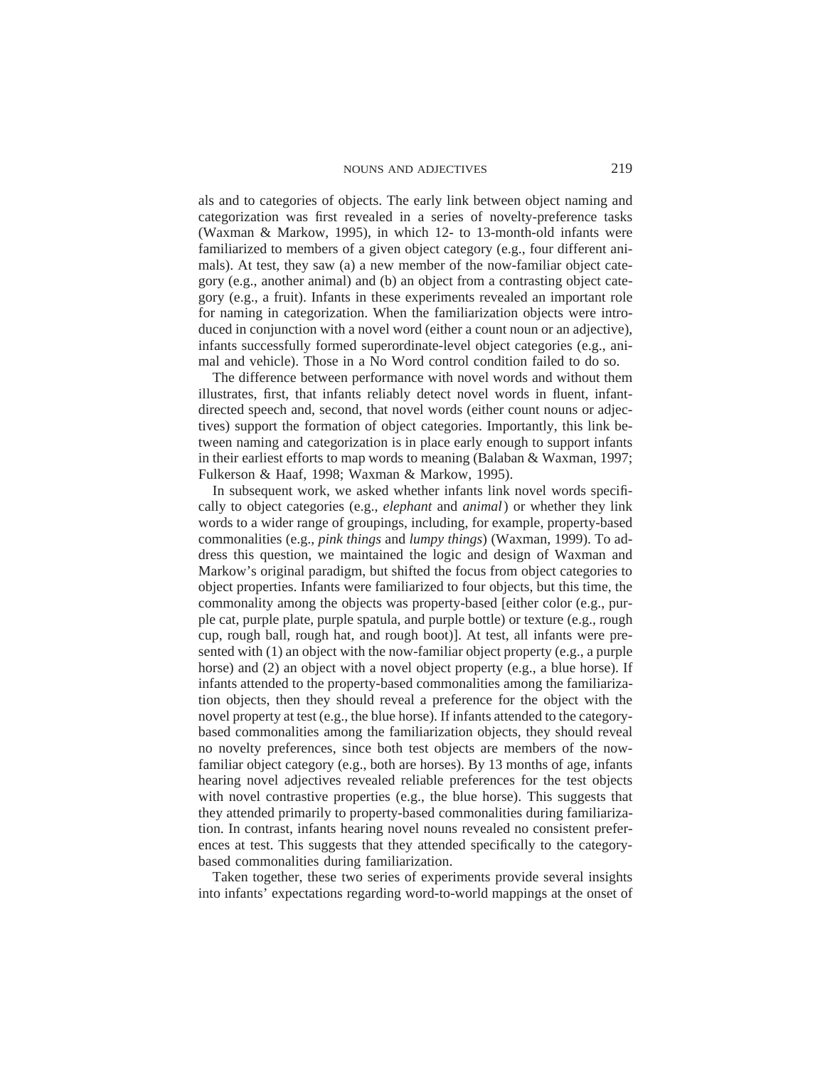als and to categories of objects. The early link between object naming and categorization was first revealed in a series of novelty-preference tasks (Waxman & Markow, 1995), in which 12- to 13-month-old infants were familiarized to members of a given object category (e.g., four different animals). At test, they saw (a) a new member of the now-familiar object category (e.g., another animal) and (b) an object from a contrasting object category (e.g., a fruit). Infants in these experiments revealed an important role for naming in categorization. When the familiarization objects were introduced in conjunction with a novel word (either a count noun or an adjective), infants successfully formed superordinate-level object categories (e.g., animal and vehicle). Those in a No Word control condition failed to do so.

The difference between performance with novel words and without them illustrates, first, that infants reliably detect novel words in fluent, infant-directed speech and, second, that novel words (either count nouns or adjectives) support the formation of object categories. Importantly, this link between naming and categorization is in place early enough to support infants in their earliest efforts to map words to meaning (Balaban & Waxman, 1997; Fulkerson & Haaf, 1998; Waxman & Markow, 1995).

In subsequent work, we asked whether infants link novel words specifically to object categories (e.g., *elephant* and *animal*) or whether they link words to a wider range of groupings, including, for example, property-based commonalities (e.g., *pink things* and *lumpy things*) (Waxman, 1999). To address this question, we maintained the logic and design of Waxman and Markow's original paradigm, but shifted the focus from object categories to object properties. Infants were familiarized to four objects, but this time, the commonality among the objects was property-based [either color (e.g., purple cat, purple plate, purple spatula, and purple bottle) or texture (e.g., rough cup, rough ball, rough hat, and rough boot)]. At test, all infants were presented with (1) an object with the now-familiar object property (e.g., a purple horse) and (2) an object with a novel object property (e.g., a blue horse). If infants attended to the property-based commonalities among the familiarization objects, then they should reveal a preference for the object with the novel property at test (e.g., the blue horse). If infants attended to the category-based commonalities among the familiarization objects, they should reveal no novelty preferences, since both test objects are members of the now-familiar object category (e.g., both are horses). By 13 months of age, infants hearing novel adjectives revealed reliable preferences for the test objects with novel contrastive properties (e.g., the blue horse). This suggests that they attended primarily to property-based commonalities during familiarization. In contrast, infants hearing novel nouns revealed no consistent preferences at test. This suggests that they attended specifically to the category-based commonalities during familiarization.

Taken together, these two series of experiments provide several insights into infants' expectations regarding word-to-world mappings at the onset of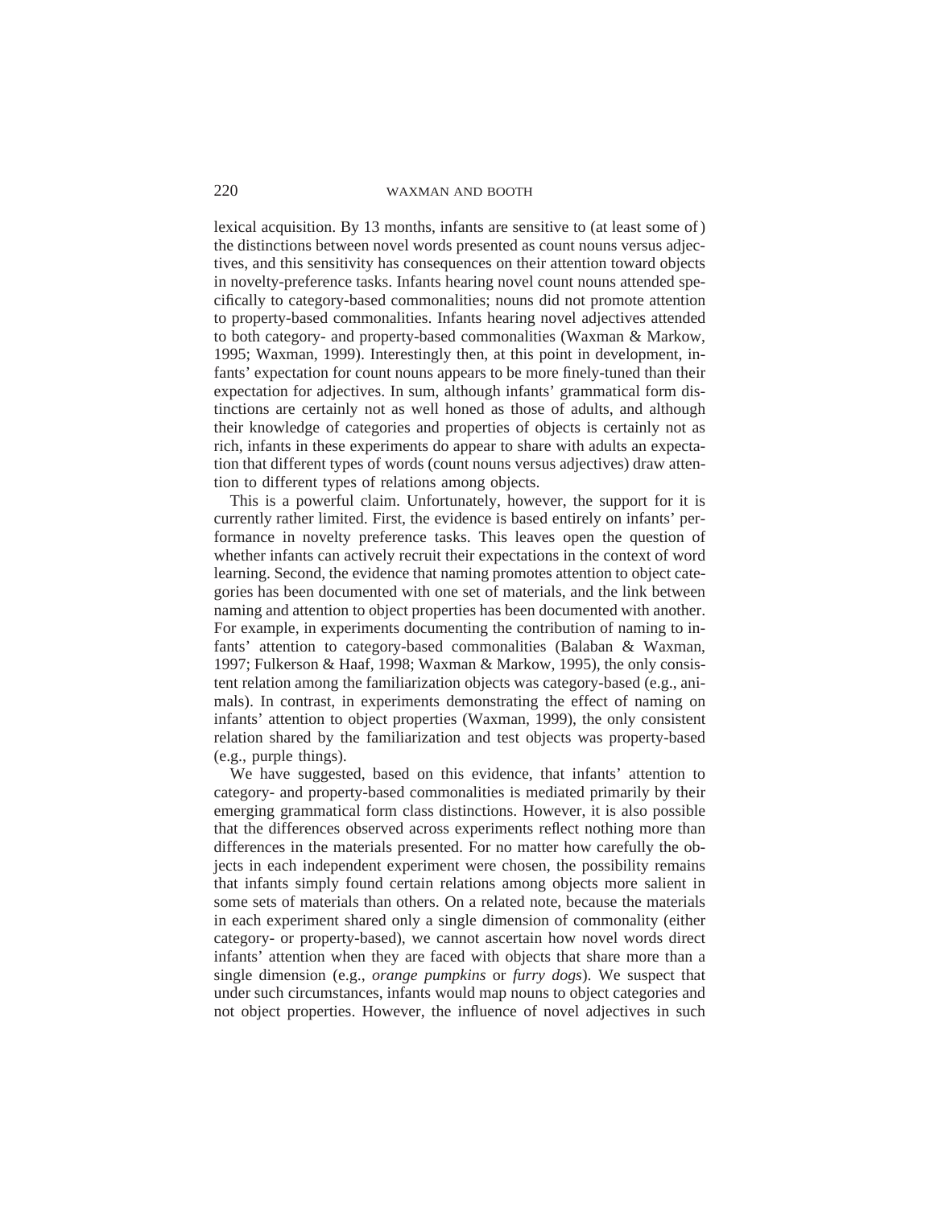lexical acquisition. By 13 months, infants are sensitive to (at least some of) the distinctions between novel words presented as count nouns versus adjectives, and this sensitivity has consequences on their attention toward objects in novelty-preference tasks. Infants hearing novel count nouns attended specifically to category-based commonalities; nouns did not promote attention to property-based commonalities. Infants hearing novel adjectives attended to both category- and property-based commonalities (Waxman & Markow, 1995; Waxman, 1999). Interestingly then, at this point in development, infants' expectation for count nouns appears to be more finely-tuned than their expectation for adjectives. In sum, although infants' grammatical form distinctions are certainly not as well honed as those of adults, and although their knowledge of categories and properties of objects is certainly not as rich, infants in these experiments do appear to share with adults an expectation that different types of words (count nouns versus adjectives) draw attention to different types of relations among objects.

This is a powerful claim. Unfortunately, however, the support for it is currently rather limited. First, the evidence is based entirely on infants' performance in novelty preference tasks. This leaves open the question of whether infants can actively recruit their expectations in the context of word learning. Second, the evidence that naming promotes attention to object categories has been documented with one set of materials, and the link between naming and attention to object properties has been documented with another. For example, in experiments documenting the contribution of naming to infants' attention to category-based commonalities (Balaban & Waxman, 1997; Fulkerson & Haaf, 1998; Waxman & Markow, 1995), the only consistent relation among the familiarization objects was category-based (e.g., animals). In contrast, in experiments demonstrating the effect of naming on infants' attention to object properties (Waxman, 1999), the only consistent relation shared by the familiarization and test objects was property-based (e.g., purple things).

We have suggested, based on this evidence, that infants' attention to category- and property-based commonalities is mediated primarily by their emerging grammatical form class distinctions. However, it is also possible that the differences observed across experiments reflect nothing more than differences in the materials presented. For no matter how carefully the objects in each independent experiment were chosen, the possibility remains that infants simply found certain relations among objects more salient in some sets of materials than others. On a related note, because the materials in each experiment shared only a single dimension of commonality (either category- or property-based), we cannot ascertain how novel words direct infants' attention when they are faced with objects that share more than a single dimension (e.g., *orange pumpkins* or *furry dogs*). We suspect that under such circumstances, infants would map nouns to object categories and not object properties. However, the influence of novel adjectives in such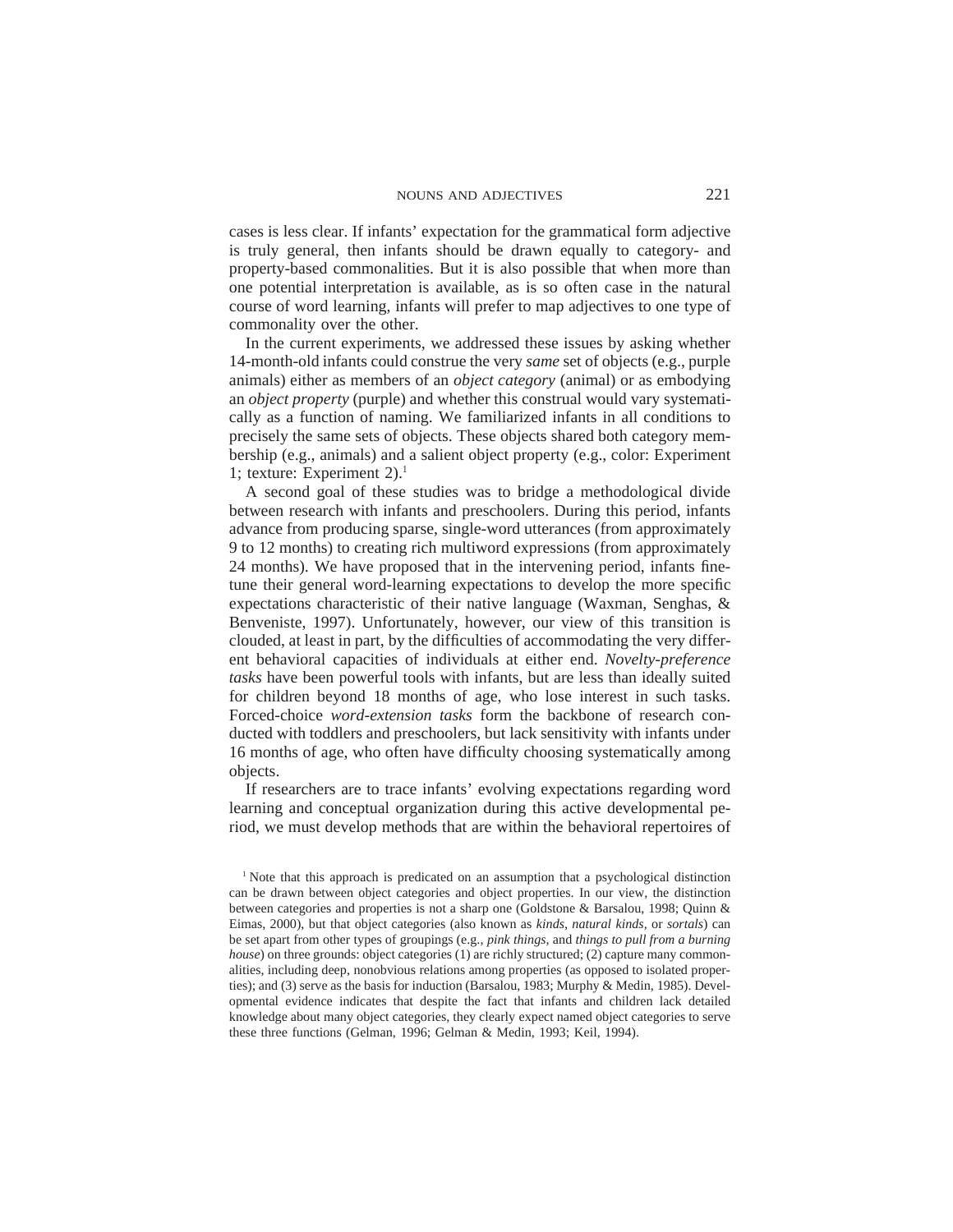cases is less clear. If infants' expectation for the grammatical form adjective is truly general, then infants should be drawn equally to category- and property-based commonalities. But it is also possible that when more than one potential interpretation is available, as is so often case in the natural course of word learning, infants will prefer to map adjectives to one type of commonality over the other.

In the current experiments, we addressed these issues by asking whether 14-month-old infants could construe the very *same* set of objects (e.g., purple animals) either as members of an *object category* (animal) or as embodying an *object property* (purple) and whether this construal would vary systematically as a function of naming. We familiarized infants in all conditions to precisely the same sets of objects. These objects shared both category membership (e.g., animals) and a salient object property (e.g., color: Experiment 1; texture: Experiment 2).[1]

A second goal of these studies was to bridge a methodological divide between research with infants and preschoolers. During this period, infants advance from producing sparse, single-word utterances (from approximately 9 to 12 months) to creating rich multiword expressions (from approximately 24 months). We have proposed that in the intervening period, infants fine-tune their general word-learning expectations to develop the more specific expectations characteristic of their native language (Waxman, Senghas, & Benveniste, 1997). Unfortunately, however, our view of this transition is clouded, at least in part, by the difficulties of accommodating the very different behavioral capacities of individuals at either end. *Novelty-preference tasks* have been powerful tools with infants, but are less than ideally suited for children beyond 18 months of age, who lose interest in such tasks. Forced-choice *word-extension tasks* form the backbone of research conducted with toddlers and preschoolers, but lack sensitivity with infants under 16 months of age, who often have difficulty choosing systematically among objects.

If researchers are to trace infants' evolving expectations regarding word learning and conceptual organization during this active developmental period, we must develop methods that are within the behavioral repertoires of

[1] Note that this approach is predicated on an assumption that a psychological distinction can be drawn between object categories and object properties. In our view, the distinction between categories and properties is not a sharp one (Goldstone & Barsalou, 1998; Quinn & Eimas, 2000), but that object categories (also known as *kinds*, *natural kinds*, or *sortals*) can be set apart from other types of groupings (e.g., *pink things*, and *things to pull from a burning house*) on three grounds: object categories (1) are richly structured; (2) capture many commonalities, including deep, nonobvious relations among properties (as opposed to isolated properties); and (3) serve as the basis for induction (Barsalou, 1983; Murphy & Medin, 1985). Developmental evidence indicates that despite the fact that infants and children lack detailed knowledge about many object categories, they clearly expect named object categories to serve these three functions (Gelman, 1996; Gelman & Medin, 1993; Keil, 1994).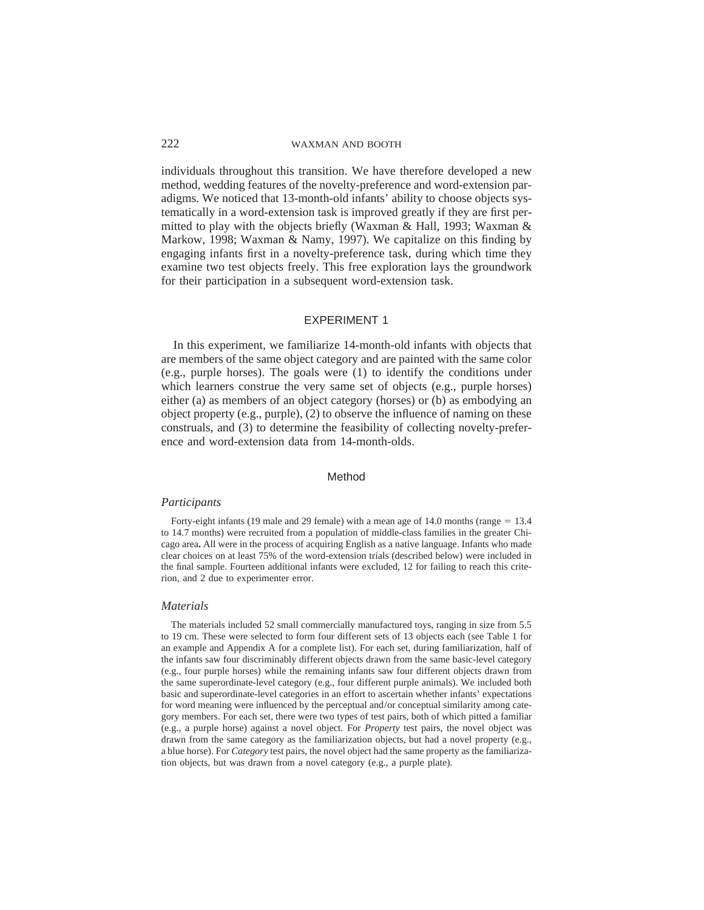individuals throughout this transition. We have therefore developed a new method, wedding features of the novelty-preference and word-extension paradigms. We noticed that 13-month-old infants' ability to choose objects systematically in a word-extension task is improved greatly if they are first permitted to play with the objects briefly (Waxman & Hall, 1993; Waxman & Markow, 1998; Waxman & Namy, 1997). We capitalize on this finding by engaging infants first in a novelty-preference task, during which time they examine two test objects freely. This free exploration lays the groundwork for their participation in a subsequent word-extension task.

## EXPERIMENT 1

In this experiment, we familiarize 14-month-old infants with objects that are members of the same object category and are painted with the same color (e.g., purple horses). The goals were (1) to identify the conditions under which learners construe the very same set of objects (e.g., purple horses) either (a) as members of an object category (horses) or (b) as embodying an object property (e.g., purple), (2) to observe the influence of naming on these construals, and (3) to determine the feasibility of collecting novelty-preference and word-extension data from 14-month-olds.

### Method

#### *Participants*

Forty-eight infants (19 male and 29 female) with a mean age of 14.0 months (range = 13.4 to 14.7 months) were recruited from a population of middle-class families in the greater Chicago area**.** All were in the process of acquiring English as a native language. Infants who made clear choices on at least 75% of the word-extension trials (described below) were included in the final sample. Fourteen additional infants were excluded, 12 for failing to reach this criterion, and 2 due to experimenter error.

#### *Materials*

The materials included 52 small commercially manufactured toys, ranging in size from 5.5 to 19 cm. These were selected to form four different sets of 13 objects each (see Table 1 for an example and Appendix A for a complete list). For each set, during familiarization, half of the infants saw four discriminably different objects drawn from the same basic-level category (e.g., four purple horses) while the remaining infants saw four different objects drawn from the same superordinate-level category (e.g., four different purple animals). We included both basic and superordinate-level categories in an effort to ascertain whether infants' expectations for word meaning were influenced by the perceptual and/or conceptual similarity among category members. For each set, there were two types of test pairs, both of which pitted a familiar (e.g., a purple horse) against a novel object. For *Property* test pairs, the novel object was drawn from the same category as the familiarization objects, but had a novel property (e.g., a blue horse). For *Category* test pairs, the novel object had the same property as the familiarization objects, but was drawn from a novel category (e.g., a purple plate).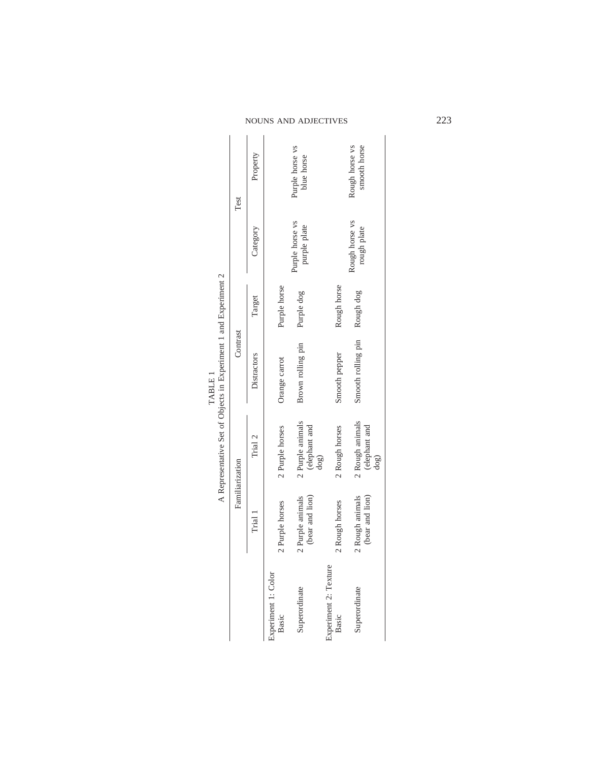TABLE 1

A Representative Set of Objects in Experiment 1 and Experiment 2

| | Familiarization | | Contrast | | Test | |
|---|---|---|---|---|---|---|
| | Trial 1 | Trial 2 | Distractors | Target | Category | Property |
| Experiment 1: Color | | | | | | |
| Basic | 2 Purple horses | 2 Purple horses | Orange carrot | Purple horse | Purple horse vs purple plate | Purple horse vs blue horse |
| Superordinate | 2 Purple animals (bear and lion) | 2 Purple animals (elephant and dog) | Brown rolling pin | Purple dog | | |
| Experiment 2: Texture | | | | | | |
| Basic | 2 Rough horses | 2 Rough horses | Smooth pepper | Rough horse | Rough horse vs rough plate | Rough horse vs smooth horse |
| Superordinate | 2 Rough animals (bear and lion) | 2 Rough animals (elephant and dog) | Smooth rolling pin | Rough dog | | |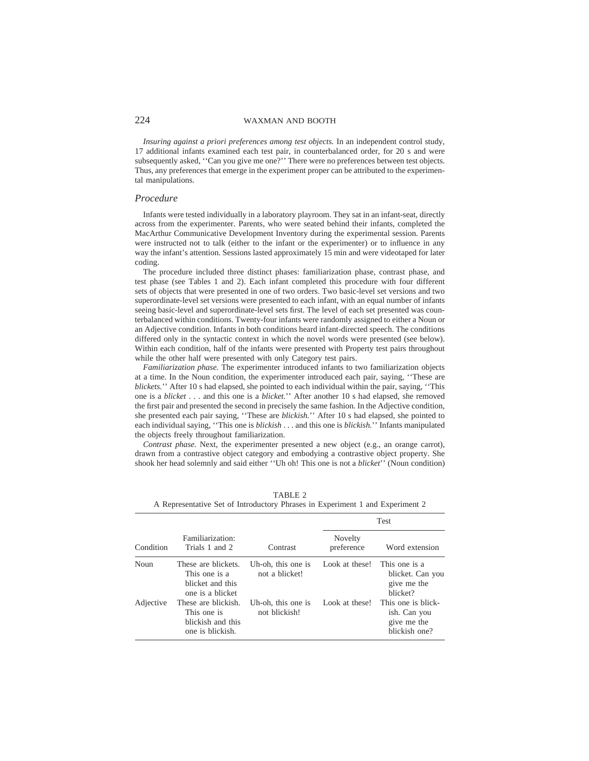*Insuring against a priori preferences among test objects.* In an independent control study, 17 additional infants examined each test pair, in counterbalanced order, for 20 s and were subsequently asked, ''Can you give me one?'' There were no preferences between test objects. Thus, any preferences that emerge in the experiment proper can be attributed to the experimental manipulations.

### *Procedure*

Infants were tested individually in a laboratory playroom. They sat in an infant-seat, directly across from the experimenter. Parents, who were seated behind their infants, completed the MacArthur Communicative Development Inventory during the experimental session. Parents were instructed not to talk (either to the infant or the experimenter) or to influence in any way the infant's attention. Sessions lasted approximately 15 min and were videotaped for later coding.

The procedure included three distinct phases: familiarization phase, contrast phase, and test phase (see Tables 1 and 2). Each infant completed this procedure with four different sets of objects that were presented in one of two orders. Two basic-level set versions and two superordinate-level set versions were presented to each infant, with an equal number of infants seeing basic-level and superordinate-level sets first. The level of each set presented was counterbalanced within conditions. Twenty-four infants were randomly assigned to either a Noun or an Adjective condition. Infants in both conditions heard infant-directed speech. The conditions differed only in the syntactic context in which the novel words were presented (see below). Within each condition, half of the infants were presented with Property test pairs throughout while the other half were presented with only Category test pairs.

*Familiarization phase.* The experimenter introduced infants to two familiarization objects at a time. In the Noun condition, the experimenter introduced each pair, saying, ''These are *blickets.*'' After 10 s had elapsed, she pointed to each individual within the pair, saying, ''This one is a *blicket* . . . and this one is a *blicket.*'' After another 10 s had elapsed, she removed the first pair and presented the second in precisely the same fashion. In the Adjective condition, she presented each pair saying, ''These are *blickish.*'' After 10 s had elapsed, she pointed to each individual saying, ''This one is *blickish* . . . and this one is *blickish.*'' Infants manipulated the objects freely throughout familiarization.

*Contrast phase.* Next, the experimenter presented a new object (e.g., an orange carrot), drawn from a contrastive object category and embodying a contrastive object property. She shook her head solemnly and said either ''Uh oh! This one is not a *blicket*'' (Noun condition)

TABLE 2
A Representative Set of Introductory Phrases in Experiment 1 and Experiment 2

| Condition | Familiarization: Trials 1 and 2 | Contrast | Test | |
|---|---|---|---|---|
| | | | Novelty preference | Word extension |
| Noun | These are blickets. This one is a blicket and this one is a blicket | Uh-oh, this one is not a blicket! | Look at these! | This one is a blicket. Can you give me the blicket? |
| Adjective | These are blickish. This one is blickish and this one is blickish. | Uh-oh, this one is not blickish! | Look at these! | This one is blickish. Can you give me the blickish one? |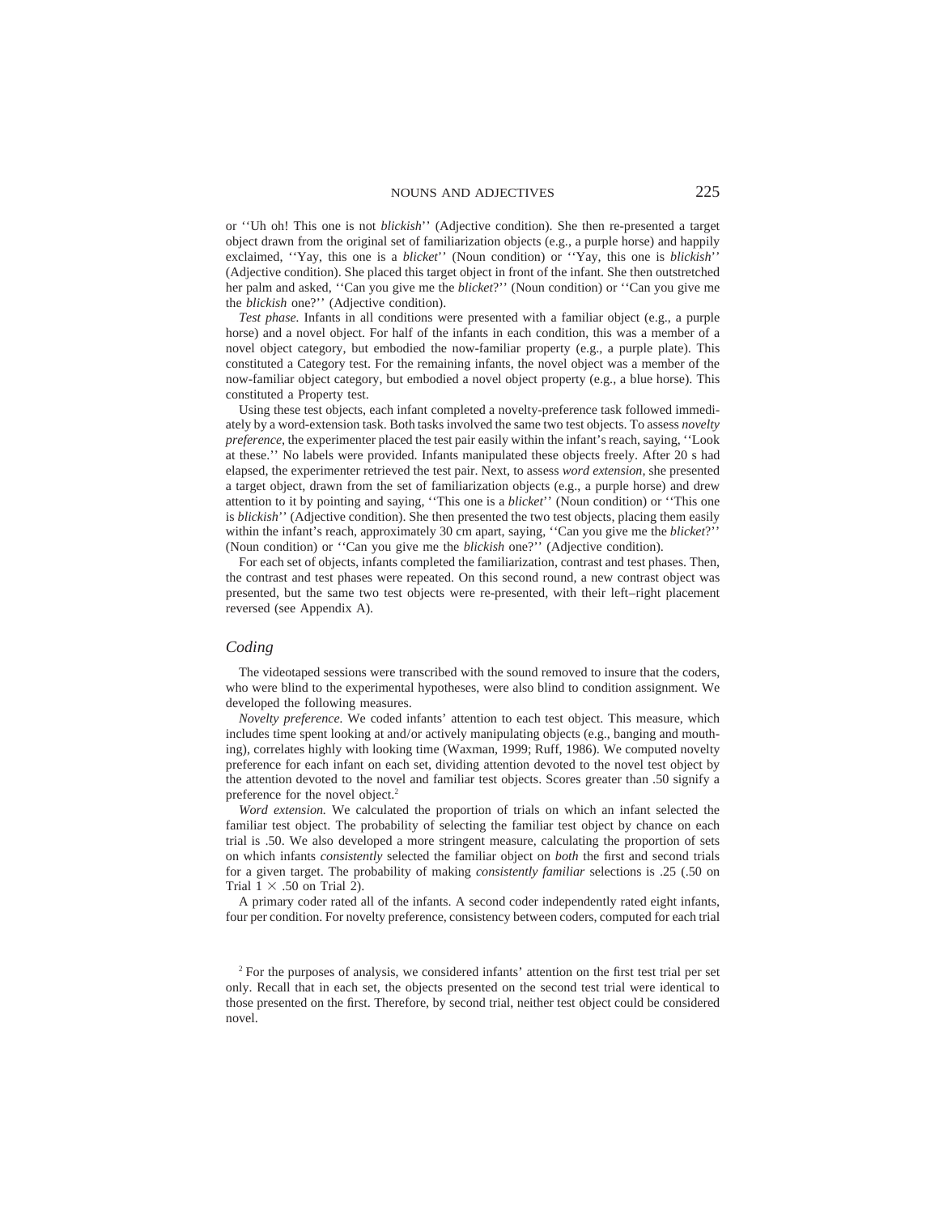or ''Uh oh! This one is not *blickish*'' (Adjective condition). She then re-presented a target object drawn from the original set of familiarization objects (e.g., a purple horse) and happily exclaimed, ''Yay, this one is a *blicket*'' (Noun condition) or ''Yay, this one is *blickish*'' (Adjective condition). She placed this target object in front of the infant. She then outstretched her palm and asked, ''Can you give me the *blicket*?'' (Noun condition) or ''Can you give me the *blickish* one?'' (Adjective condition).

*Test phase.* Infants in all conditions were presented with a familiar object (e.g., a purple horse) and a novel object. For half of the infants in each condition, this was a member of a novel object category, but embodied the now-familiar property (e.g., a purple plate). This constituted a Category test. For the remaining infants, the novel object was a member of the now-familiar object category, but embodied a novel object property (e.g., a blue horse). This constituted a Property test.

Using these test objects, each infant completed a novelty-preference task followed immediately by a word-extension task. Both tasks involved the same two test objects. To assess *novelty preference*, the experimenter placed the test pair easily within the infant's reach, saying, ''Look at these.'' No labels were provided. Infants manipulated these objects freely. After 20 s had elapsed, the experimenter retrieved the test pair. Next, to assess *word extension*, she presented a target object, drawn from the set of familiarization objects (e.g., a purple horse) and drew attention to it by pointing and saying, ''This one is a *blicket*'' (Noun condition) or ''This one is *blickish*'' (Adjective condition). She then presented the two test objects, placing them easily within the infant's reach, approximately 30 cm apart, saying, ''Can you give me the *blicket*?'' (Noun condition) or ''Can you give me the *blickish* one?'' (Adjective condition).

For each set of objects, infants completed the familiarization, contrast and test phases. Then, the contrast and test phases were repeated. On this second round, a new contrast object was presented, but the same two test objects were re-presented, with their left–right placement reversed (see Appendix A).

## Coding

The videotaped sessions were transcribed with the sound removed to insure that the coders, who were blind to the experimental hypotheses, were also blind to condition assignment. We developed the following measures.

*Novelty preference.* We coded infants' attention to each test object. This measure, which includes time spent looking at and/or actively manipulating objects (e.g., banging and mouthing), correlates highly with looking time (Waxman, 1999; Ruff, 1986). We computed novelty preference for each infant on each set, dividing attention devoted to the novel test object by the attention devoted to the novel and familiar test objects. Scores greater than .50 signify a preference for the novel object.[2]

*Word extension.* We calculated the proportion of trials on which an infant selected the familiar test object. The probability of selecting the familiar test object by chance on each trial is .50. We also developed a more stringent measure, calculating the proportion of sets on which infants *consistently* selected the familiar object on *both* the first and second trials for a given target. The probability of making *consistently familiar* selections is .25 (.50 on Trial 1 $\times$ .50 on Trial 2).

A primary coder rated all of the infants. A second coder independently rated eight infants, four per condition. For novelty preference, consistency between coders, computed for each trial

[2] For the purposes of analysis, we considered infants' attention on the first test trial per set only. Recall that in each set, the objects presented on the second test trial were identical to those presented on the first. Therefore, by second trial, neither test object could be considered novel.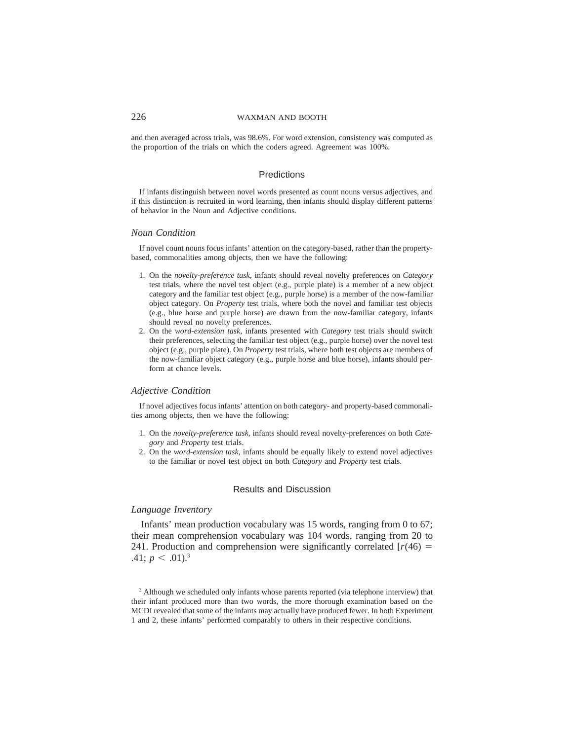and then averaged across trials, was 98.6%. For word extension, consistency was computed as the proportion of the trials on which the coders agreed. Agreement was 100%.

## Predictions

If infants distinguish between novel words presented as count nouns versus adjectives, and if this distinction is recruited in word learning, then infants should display different patterns of behavior in the Noun and Adjective conditions.

### *Noun Condition*

If novel count nouns focus infants' attention on the category-based, rather than the property-based, commonalities among objects, then we have the following:

1. On the *novelty-preference task,* infants should reveal novelty preferences on *Category* test trials, where the novel test object (e.g., purple plate) is a member of a new object category and the familiar test object (e.g., purple horse) is a member of the now-familiar object category. On *Property* test trials, where both the novel and familiar test objects (e.g., blue horse and purple horse) are drawn from the now-familiar category, infants should reveal no novelty preferences.
2. On the *word-extension task,* infants presented with *Category* test trials should switch their preferences, selecting the familiar test object (e.g., purple horse) over the novel test object (e.g., purple plate). On *Property* test trials, where both test objects are members of the now-familiar object category (e.g., purple horse and blue horse), infants should perform at chance levels.

### *Adjective Condition*

If novel adjectives focus infants' attention on both category- and property-based commonalities among objects, then we have the following:

1. On the *novelty-preference task,* infants should reveal novelty-preferences on both *Category* and *Property* test trials.
2. On the *word-extension task,* infants should be equally likely to extend novel adjectives to the familiar or novel test object on both *Category* and *Property* test trials.

## Results and Discussion

### *Language Inventory*

Infants' mean production vocabulary was 15 words, ranging from 0 to 67; their mean comprehension vocabulary was 104 words, ranging from 20 to 241. Production and comprehension were significantly correlated [$r(46) = .41$; $p < .01$).[3]

[3] Although we scheduled only infants whose parents reported (via telephone interview) that their infant produced more than two words, the more thorough examination based on the MCDI revealed that some of the infants may actually have produced fewer. In both Experiment 1 and 2, these infants' performed comparably to others in their respective conditions.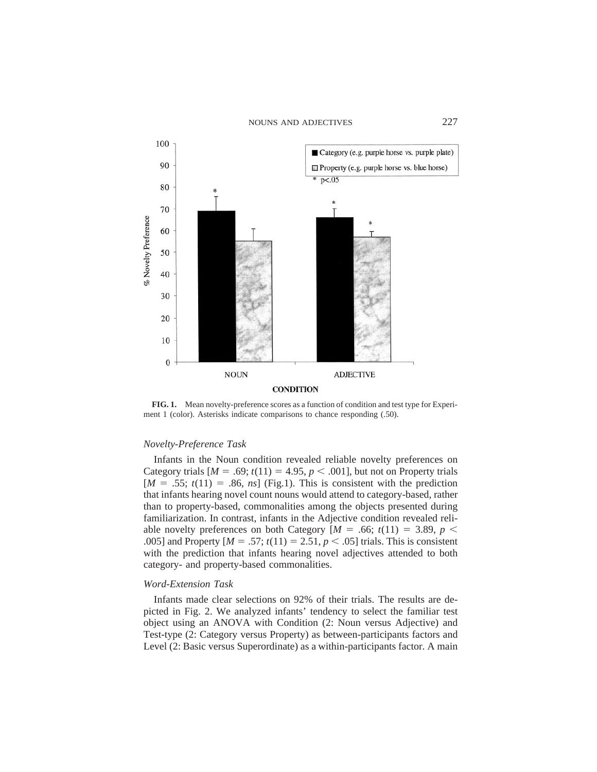**FIG. 1.** Mean novelty-preference scores as a function of condition and test type for Experiment 1 (color). Asterisks indicate comparisons to chance responding (.50).

### *Novelty-Preference Task*

Infants in the Noun condition revealed reliable novelty preferences on Category trials [$M = .69$; $t(11) = 4.95$, $p < .001$], but not on Property trials [$M = .55$; $t(11) = .86$, *ns*] (Fig.1). This is consistent with the prediction that infants hearing novel count nouns would attend to category-based, rather than to property-based, commonalities among the objects presented during familiarization. In contrast, infants in the Adjective condition revealed reliable novelty preferences on both Category [$M = .66$; $t(11) = 3.89$, $p < .005$] and Property [$M = .57$; $t(11) = 2.51$, $p < .05$] trials. This is consistent with the prediction that infants hearing novel adjectives attended to both category- and property-based commonalities.

### *Word-Extension Task*

Infants made clear selections on 92% of their trials. The results are depicted in Fig. 2. We analyzed infants' tendency to select the familiar test object using an ANOVA with Condition (2: Noun versus Adjective) and Test-type (2: Category versus Property) as between-participants factors and Level (2: Basic versus Superordinate) as a within-participants factor. A main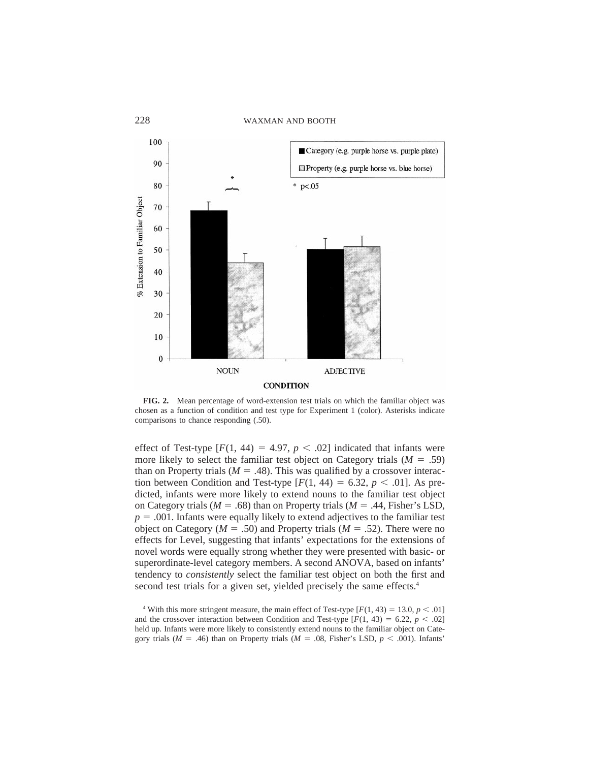**FIG. 2.** Mean percentage of word-extension test trials on which the familiar object was chosen as a function of condition and test type for Experiment 1 (color). Asterisks indicate comparisons to chance responding (.50).

effect of Test-type [$F(1, 44) = 4.97$, $p < .02$] indicated that infants were more likely to select the familiar test object on Category trials ($M = .59$) than on Property trials ($M = .48$). This was qualified by a crossover interaction between Condition and Test-type [$F(1, 44) = 6.32$, $p < .01$]. As predicted, infants were more likely to extend nouns to the familiar test object on Category trials ($M = .68$) than on Property trials ($M = .44$, Fisher's LSD, $p = .001$. Infants were equally likely to extend adjectives to the familiar test object on Category ($M = .50$) and Property trials ($M = .52$). There were no effects for Level, suggesting that infants' expectations for the extensions of novel words were equally strong whether they were presented with basic- or superordinate-level category members. A second ANOVA, based on infants' tendency to *consistently* select the familiar test object on both the first and second test trials for a given set, yielded precisely the same effects.[4]

[4] With this more stringent measure, the main effect of Test-type [$F(1, 43) = 13.0$, $p < .01$] and the crossover interaction between Condition and Test-type [$F(1, 43) = 6.22$, $p < .02$] held up. Infants were more likely to consistently extend nouns to the familiar object on Category trials ($M = .46$) than on Property trials ($M = .08$, Fisher's LSD, $p < .001$). Infants'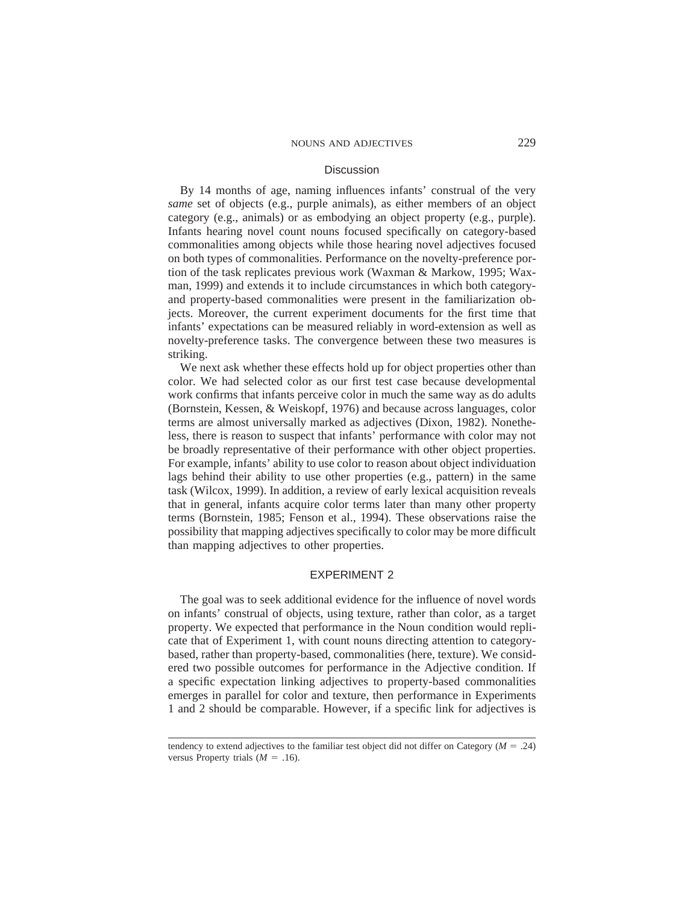### Discussion

By 14 months of age, naming influences infants' construal of the very *same* set of objects (e.g., purple animals), as either members of an object category (e.g., animals) or as embodying an object property (e.g., purple). Infants hearing novel count nouns focused specifically on category-based commonalities among objects while those hearing novel adjectives focused on both types of commonalities. Performance on the novelty-preference portion of the task replicates previous work (Waxman & Markow, 1995; Waxman, 1999) and extends it to include circumstances in which both category- and property-based commonalities were present in the familiarization objects. Moreover, the current experiment documents for the first time that infants' expectations can be measured reliably in word-extension as well as novelty-preference tasks. The convergence between these two measures is striking.

We next ask whether these effects hold up for object properties other than color. We had selected color as our first test case because developmental work confirms that infants perceive color in much the same way as do adults (Bornstein, Kessen, & Weiskopf, 1976) and because across languages, color terms are almost universally marked as adjectives (Dixon, 1982). Nonetheless, there is reason to suspect that infants' performance with color may not be broadly representative of their performance with other object properties. For example, infants' ability to use color to reason about object individuation lags behind their ability to use other properties (e.g., pattern) in the same task (Wilcox, 1999). In addition, a review of early lexical acquisition reveals that in general, infants acquire color terms later than many other property terms (Bornstein, 1985; Fenson et al., 1994). These observations raise the possibility that mapping adjectives specifically to color may be more difficult than mapping adjectives to other properties.

## EXPERIMENT 2

The goal was to seek additional evidence for the influence of novel words on infants' construal of objects, using texture, rather than color, as a target property. We expected that performance in the Noun condition would replicate that of Experiment 1, with count nouns directing attention to category-based, rather than property-based, commonalities (here, texture). We considered two possible outcomes for performance in the Adjective condition. If a specific expectation linking adjectives to property-based commonalities emerges in parallel for color and texture, then performance in Experiments 1 and 2 should be comparable. However, if a specific link for adjectives is

---

tendency to extend adjectives to the familiar test object did not differ on Category ($M = .24$) versus Property trials ($M = .16$).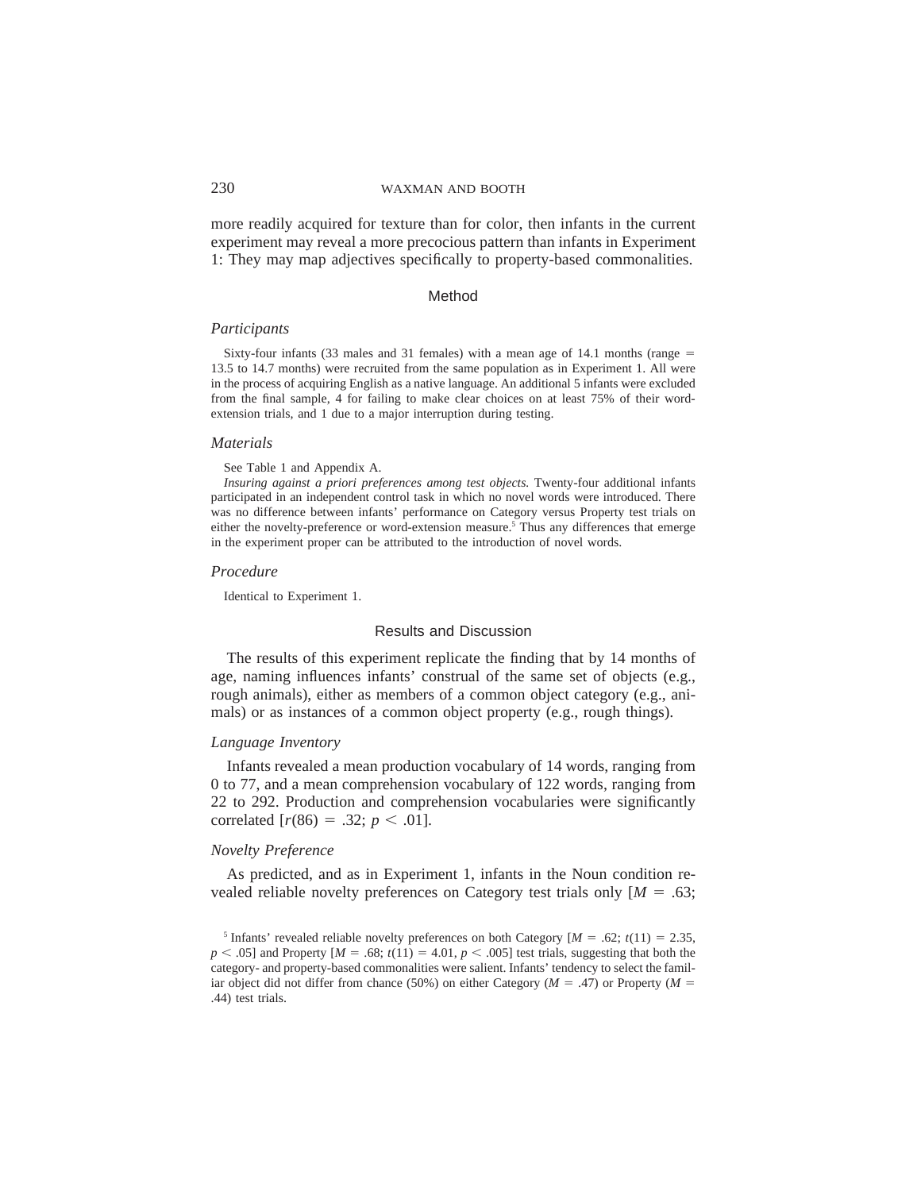more readily acquired for texture than for color, then infants in the current experiment may reveal a more precocious pattern than infants in Experiment 1: They may map adjectives specifically to property-based commonalities.

## Method

### *Participants*

Sixty-four infants (33 males and 31 females) with a mean age of 14.1 months (range = 13.5 to 14.7 months) were recruited from the same population as in Experiment 1. All were in the process of acquiring English as a native language. An additional 5 infants were excluded from the final sample, 4 for failing to make clear choices on at least 75% of their word-extension trials, and 1 due to a major interruption during testing.

### *Materials*

See Table 1 and Appendix A.

*Insuring against a priori preferences among test objects.* Twenty-four additional infants participated in an independent control task in which no novel words were introduced. There was no difference between infants' performance on Category versus Property test trials on either the novelty-preference or word-extension measure.[5] Thus any differences that emerge in the experiment proper can be attributed to the introduction of novel words.

### *Procedure*

Identical to Experiment 1.

## Results and Discussion

The results of this experiment replicate the finding that by 14 months of age, naming influences infants' construal of the same set of objects (e.g., rough animals), either as members of a common object category (e.g., animals) or as instances of a common object property (e.g., rough things).

### *Language Inventory*

Infants revealed a mean production vocabulary of 14 words, ranging from 0 to 77, and a mean comprehension vocabulary of 122 words, ranging from 22 to 292. Production and comprehension vocabularies were significantly correlated [$r(86) = .32$; $p < .01$].

### *Novelty Preference*

As predicted, and as in Experiment 1, infants in the Noun condition revealed reliable novelty preferences on Category test trials only [$M = .63$;

[5] Infants' revealed reliable novelty preferences on both Category [$M = .62$; $t(11) = 2.35$, $p < .05$] and Property [$M = .68$; $t(11) = 4.01$, $p < .005$] test trials, suggesting that both the category- and property-based commonalities were salient. Infants' tendency to select the familiar object did not differ from chance (50%) on either Category ($M = .47$) or Property ($M = .44$) test trials.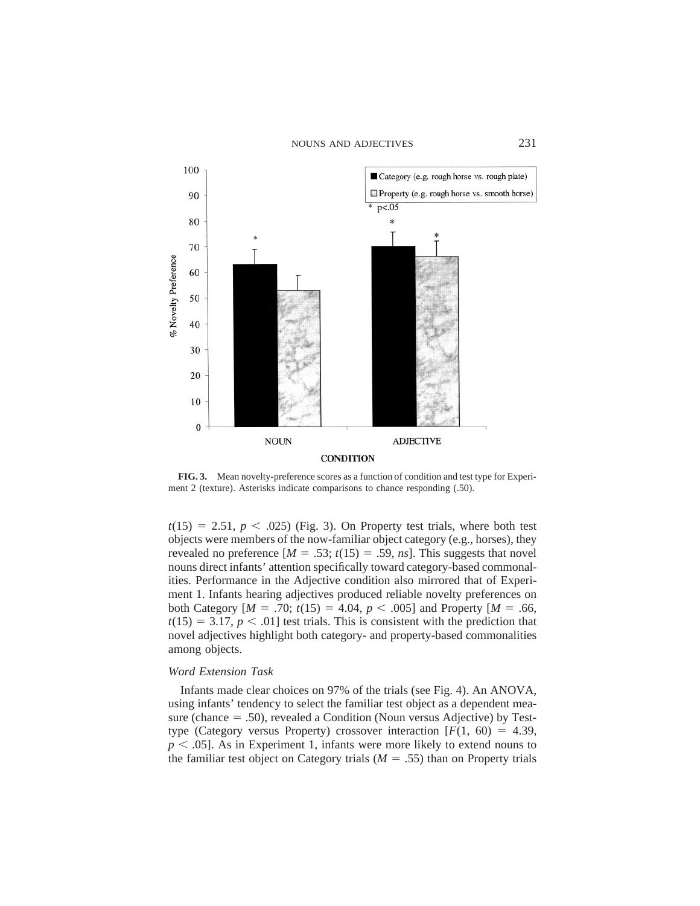**FIG. 3.** Mean novelty-preference scores as a function of condition and test type for Experiment 2 (texture). Asterisks indicate comparisons to chance responding (.50).

$t(15) = 2.51$, $p < .025$) (Fig. 3). On Property test trials, where both test objects were members of the now-familiar object category (e.g., horses), they revealed no preference [$M = .53$; $t(15) = .59$, *ns*]. This suggests that novel nouns direct infants' attention specifically toward category-based commonalities. Performance in the Adjective condition also mirrored that of Experiment 1. Infants hearing adjectives produced reliable novelty preferences on both Category [$M = .70$; $t(15) = 4.04$, $p < .005$] and Property [$M = .66$, $t(15) = 3.17$, $p < .01$] test trials. This is consistent with the prediction that novel adjectives highlight both category- and property-based commonalities among objects.

### *Word Extension Task*

Infants made clear choices on 97% of the trials (see Fig. 4). An ANOVA, using infants' tendency to select the familiar test object as a dependent measure (chance = .50), revealed a Condition (Noun versus Adjective) by Test-type (Category versus Property) crossover interaction [$F(1, 60) = 4.39$, $p < .05$]. As in Experiment 1, infants were more likely to extend nouns to the familiar test object on Category trials ($M = .55$) than on Property trials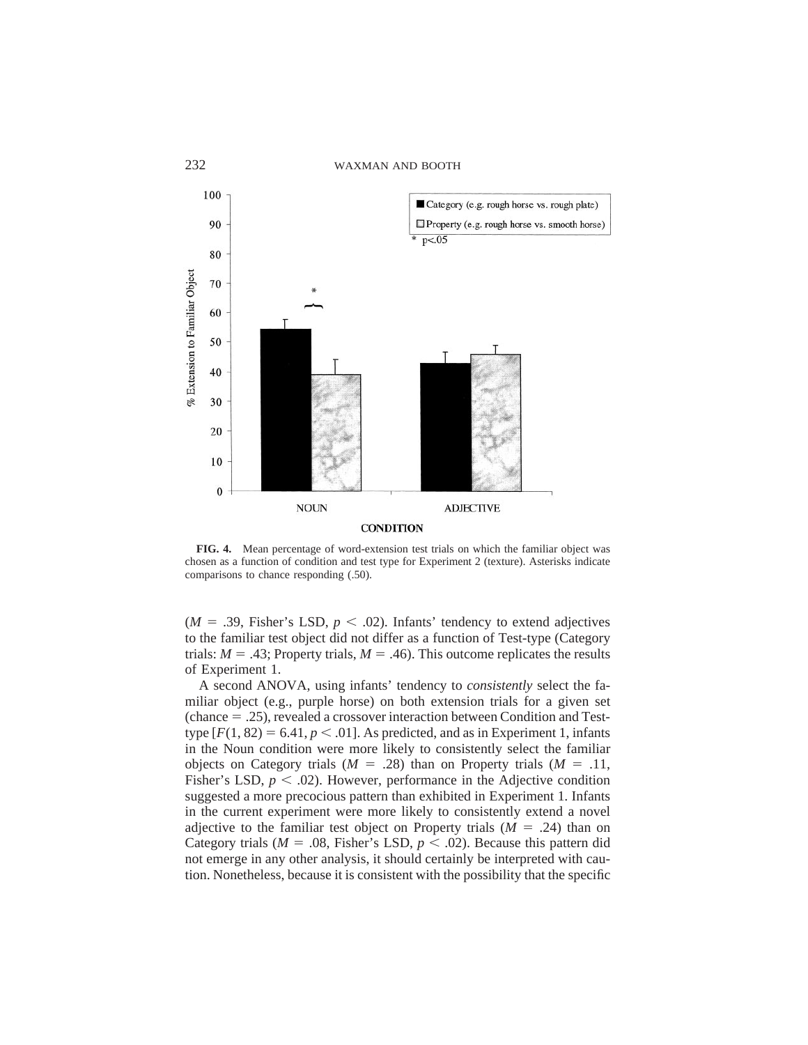**FIG. 4.** Mean percentage of word-extension test trials on which the familiar object was chosen as a function of condition and test type for Experiment 2 (texture). Asterisks indicate comparisons to chance responding (.50).

($M$ = .39, Fisher's LSD, $p < .02$). Infants' tendency to extend adjectives to the familiar test object did not differ as a function of Test-type (Category trials: $M$ = .43; Property trials, $M$ = .46). This outcome replicates the results of Experiment 1.

A second ANOVA, using infants' tendency to *consistently* select the familiar object (e.g., purple horse) on both extension trials for a given set (chance = .25), revealed a crossover interaction between Condition and Test-type [$F(1, 82) = 6.41$, $p < .01$]. As predicted, and as in Experiment 1, infants in the Noun condition were more likely to consistently select the familiar objects on Category trials ($M$ = .28) than on Property trials ($M$ = .11, Fisher's LSD, $p < .02$). However, performance in the Adjective condition suggested a more precocious pattern than exhibited in Experiment 1. Infants in the current experiment were more likely to consistently extend a novel adjective to the familiar test object on Property trials ($M$ = .24) than on Category trials ($M$ = .08, Fisher's LSD, $p < .02$). Because this pattern did not emerge in any other analysis, it should certainly be interpreted with caution. Nonetheless, because it is consistent with the possibility that the specific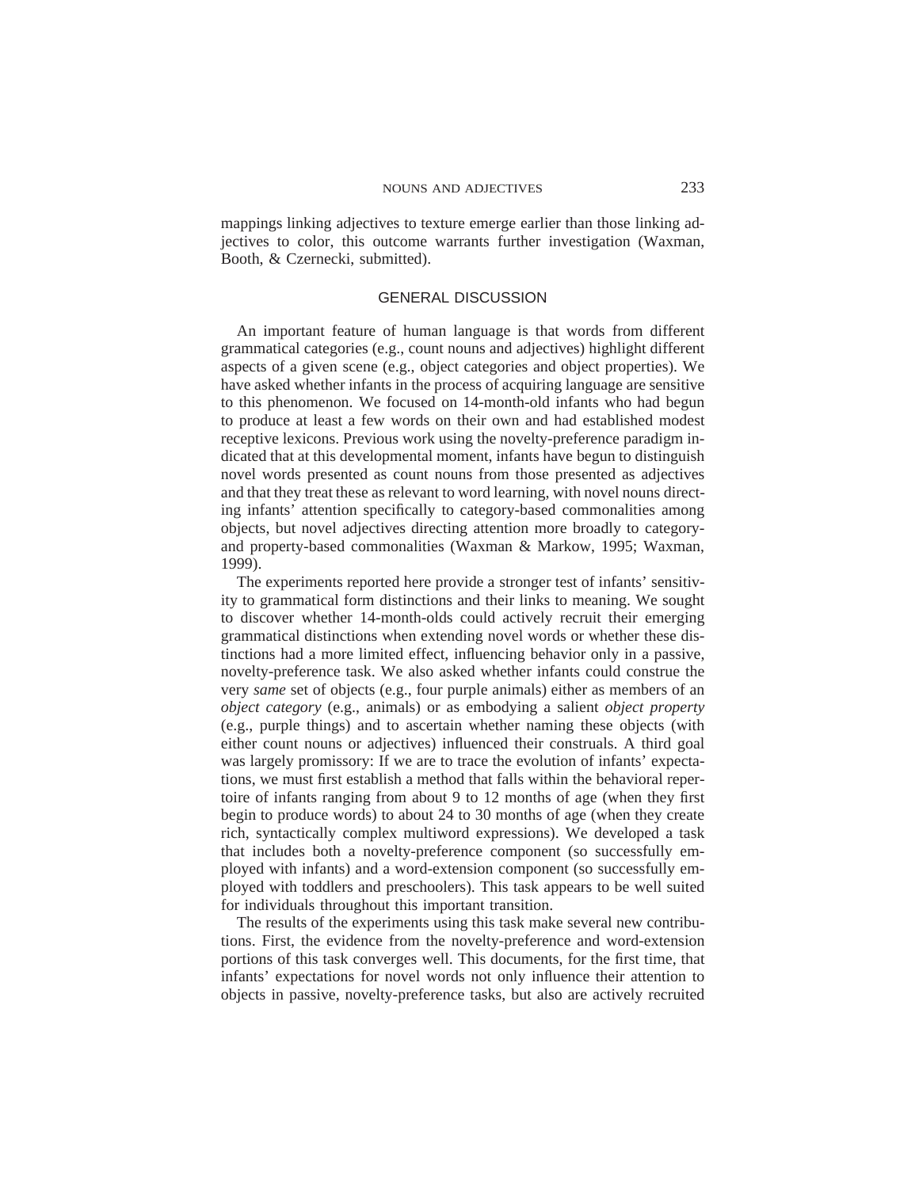mappings linking adjectives to texture emerge earlier than those linking adjectives to color, this outcome warrants further investigation (Waxman, Booth, & Czernecki, submitted).

## GENERAL DISCUSSION

An important feature of human language is that words from different grammatical categories (e.g., count nouns and adjectives) highlight different aspects of a given scene (e.g., object categories and object properties). We have asked whether infants in the process of acquiring language are sensitive to this phenomenon. We focused on 14-month-old infants who had begun to produce at least a few words on their own and had established modest receptive lexicons. Previous work using the novelty-preference paradigm indicated that at this developmental moment, infants have begun to distinguish novel words presented as count nouns from those presented as adjectives and that they treat these as relevant to word learning, with novel nouns directing infants' attention specifically to category-based commonalities among objects, but novel adjectives directing attention more broadly to category- and property-based commonalities (Waxman & Markow, 1995; Waxman, 1999).

The experiments reported here provide a stronger test of infants' sensitivity to grammatical form distinctions and their links to meaning. We sought to discover whether 14-month-olds could actively recruit their emerging grammatical distinctions when extending novel words or whether these distinctions had a more limited effect, influencing behavior only in a passive, novelty-preference task. We also asked whether infants could construe the very *same* set of objects (e.g., four purple animals) either as members of an *object category* (e.g., animals) or as embodying a salient *object property* (e.g., purple things) and to ascertain whether naming these objects (with either count nouns or adjectives) influenced their construals. A third goal was largely promissory: If we are to trace the evolution of infants' expectations, we must first establish a method that falls within the behavioral repertoire of infants ranging from about 9 to 12 months of age (when they first begin to produce words) to about 24 to 30 months of age (when they create rich, syntactically complex multiword expressions). We developed a task that includes both a novelty-preference component (so successfully employed with infants) and a word-extension component (so successfully employed with toddlers and preschoolers). This task appears to be well suited for individuals throughout this important transition.

The results of the experiments using this task make several new contributions. First, the evidence from the novelty-preference and word-extension portions of this task converges well. This documents, for the first time, that infants' expectations for novel words not only influence their attention to objects in passive, novelty-preference tasks, but also are actively recruited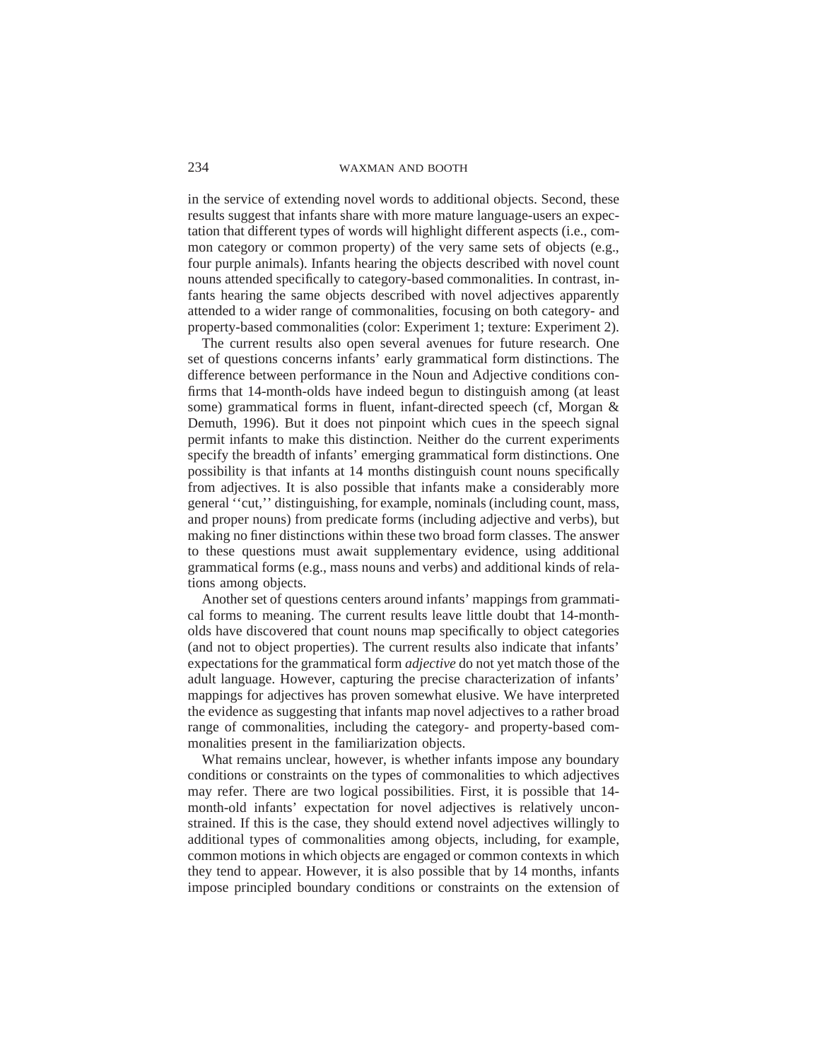in the service of extending novel words to additional objects. Second, these results suggest that infants share with more mature language-users an expectation that different types of words will highlight different aspects (i.e., common category or common property) of the very same sets of objects (e.g., four purple animals). Infants hearing the objects described with novel count nouns attended specifically to category-based commonalities. In contrast, infants hearing the same objects described with novel adjectives apparently attended to a wider range of commonalities, focusing on both category- and property-based commonalities (color: Experiment 1; texture: Experiment 2).

The current results also open several avenues for future research. One set of questions concerns infants' early grammatical form distinctions. The difference between performance in the Noun and Adjective conditions confirms that 14-month-olds have indeed begun to distinguish among (at least some) grammatical forms in fluent, infant-directed speech (cf, Morgan & Demuth, 1996). But it does not pinpoint which cues in the speech signal permit infants to make this distinction. Neither do the current experiments specify the breadth of infants' emerging grammatical form distinctions. One possibility is that infants at 14 months distinguish count nouns specifically from adjectives. It is also possible that infants make a considerably more general ''cut,'' distinguishing, for example, nominals (including count, mass, and proper nouns) from predicate forms (including adjective and verbs), but making no finer distinctions within these two broad form classes. The answer to these questions must await supplementary evidence, using additional grammatical forms (e.g., mass nouns and verbs) and additional kinds of relations among objects.

Another set of questions centers around infants' mappings from grammatical forms to meaning. The current results leave little doubt that 14-month-olds have discovered that count nouns map specifically to object categories (and not to object properties). The current results also indicate that infants' expectations for the grammatical form *adjective* do not yet match those of the adult language. However, capturing the precise characterization of infants' mappings for adjectives has proven somewhat elusive. We have interpreted the evidence as suggesting that infants map novel adjectives to a rather broad range of commonalities, including the category- and property-based commonalities present in the familiarization objects.

What remains unclear, however, is whether infants impose any boundary conditions or constraints on the types of commonalities to which adjectives may refer. There are two logical possibilities. First, it is possible that 14-month-old infants' expectation for novel adjectives is relatively unconstrained. If this is the case, they should extend novel adjectives willingly to additional types of commonalities among objects, including, for example, common motions in which objects are engaged or common contexts in which they tend to appear. However, it is also possible that by 14 months, infants impose principled boundary conditions or constraints on the extension of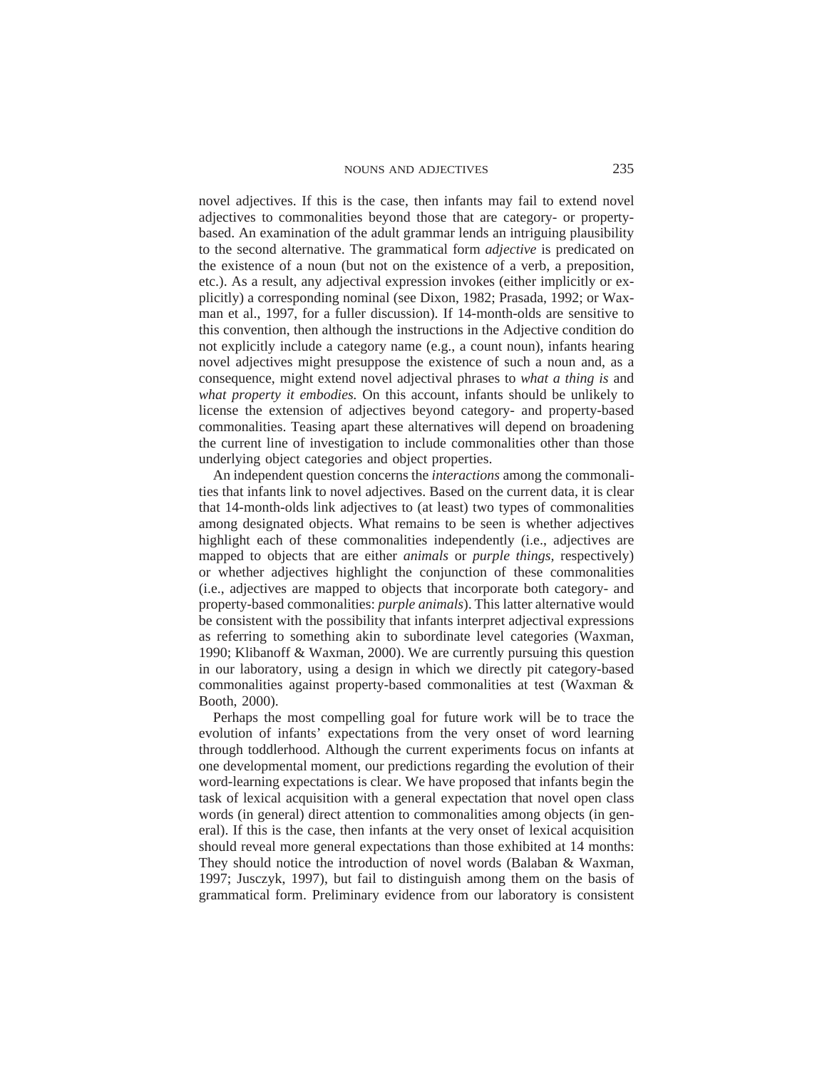novel adjectives. If this is the case, then infants may fail to extend novel adjectives to commonalities beyond those that are category- or property-based. An examination of the adult grammar lends an intriguing plausibility to the second alternative. The grammatical form *adjective* is predicated on the existence of a noun (but not on the existence of a verb, a preposition, etc.). As a result, any adjectival expression invokes (either implicitly or explicitly) a corresponding nominal (see Dixon, 1982; Prasada, 1992; or Waxman et al., 1997, for a fuller discussion). If 14-month-olds are sensitive to this convention, then although the instructions in the Adjective condition do not explicitly include a category name (e.g., a count noun), infants hearing novel adjectives might presuppose the existence of such a noun and, as a consequence, might extend novel adjectival phrases to *what a thing is* and *what property it embodies.* On this account, infants should be unlikely to license the extension of adjectives beyond category- and property-based commonalities. Teasing apart these alternatives will depend on broadening the current line of investigation to include commonalities other than those underlying object categories and object properties.

An independent question concerns the *interactions* among the commonalities that infants link to novel adjectives. Based on the current data, it is clear that 14-month-olds link adjectives to (at least) two types of commonalities among designated objects. What remains to be seen is whether adjectives highlight each of these commonalities independently (i.e., adjectives are mapped to objects that are either *animals* or *purple things,* respectively) or whether adjectives highlight the conjunction of these commonalities (i.e., adjectives are mapped to objects that incorporate both category- and property-based commonalities: *purple animals*). This latter alternative would be consistent with the possibility that infants interpret adjectival expressions as referring to something akin to subordinate level categories (Waxman, 1990; Klibanoff & Waxman, 2000). We are currently pursuing this question in our laboratory, using a design in which we directly pit category-based commonalities against property-based commonalities at test (Waxman & Booth, 2000).

Perhaps the most compelling goal for future work will be to trace the evolution of infants' expectations from the very onset of word learning through toddlerhood. Although the current experiments focus on infants at one developmental moment, our predictions regarding the evolution of their word-learning expectations is clear. We have proposed that infants begin the task of lexical acquisition with a general expectation that novel open class words (in general) direct attention to commonalities among objects (in general). If this is the case, then infants at the very onset of lexical acquisition should reveal more general expectations than those exhibited at 14 months: They should notice the introduction of novel words (Balaban & Waxman, 1997; Jusczyk, 1997), but fail to distinguish among them on the basis of grammatical form. Preliminary evidence from our laboratory is consistent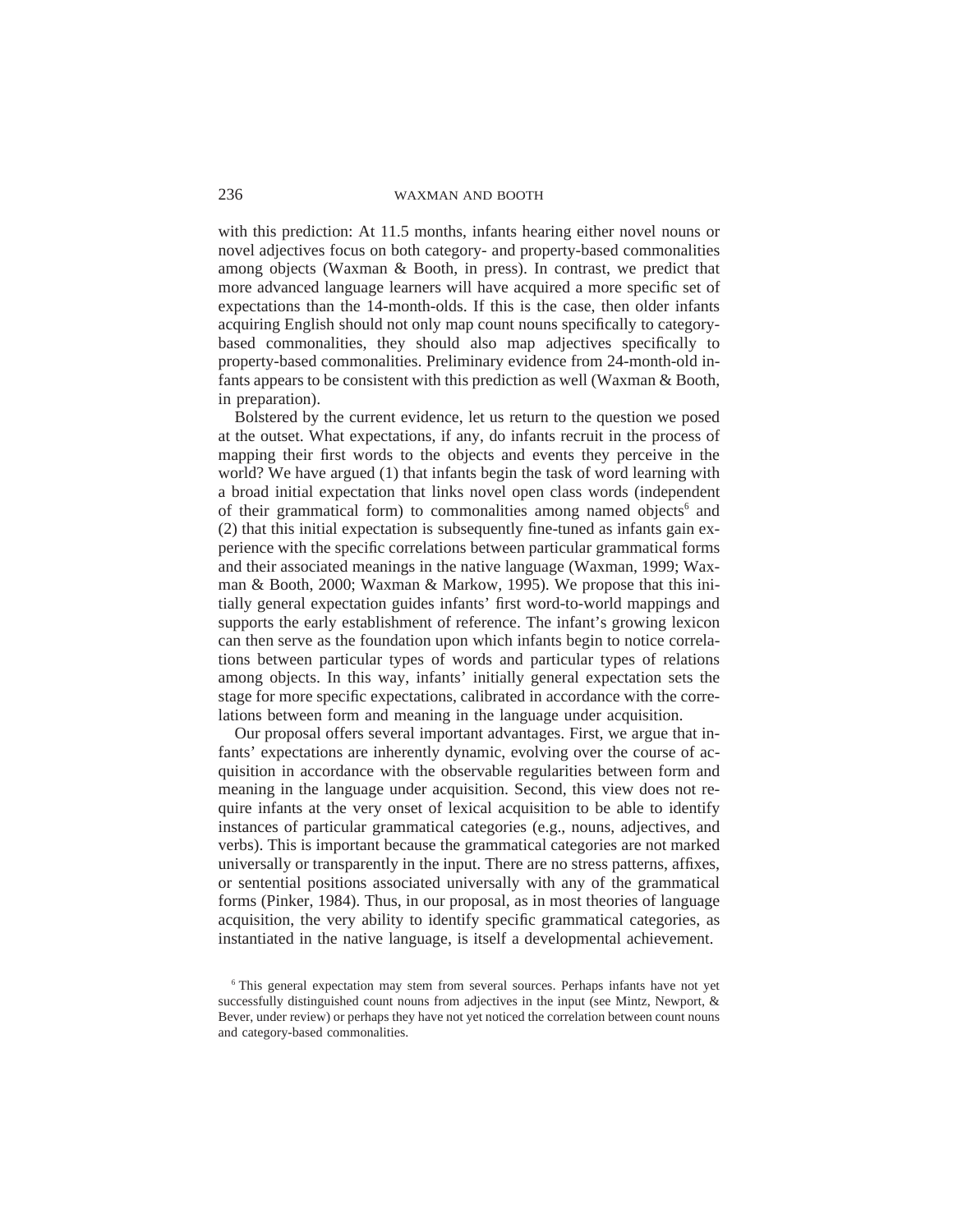with this prediction: At 11.5 months, infants hearing either novel nouns or novel adjectives focus on both category- and property-based commonalities among objects (Waxman & Booth, in press). In contrast, we predict that more advanced language learners will have acquired a more specific set of expectations than the 14-month-olds. If this is the case, then older infants acquiring English should not only map count nouns specifically to category-based commonalities, they should also map adjectives specifically to property-based commonalities. Preliminary evidence from 24-month-old infants appears to be consistent with this prediction as well (Waxman & Booth, in preparation).

Bolstered by the current evidence, let us return to the question we posed at the outset. What expectations, if any, do infants recruit in the process of mapping their first words to the objects and events they perceive in the world? We have argued (1) that infants begin the task of word learning with a broad initial expectation that links novel open class words (independent of their grammatical form) to commonalities among named objects[6] and (2) that this initial expectation is subsequently fine-tuned as infants gain experience with the specific correlations between particular grammatical forms and their associated meanings in the native language (Waxman, 1999; Waxman & Booth, 2000; Waxman & Markow, 1995). We propose that this initially general expectation guides infants' first word-to-world mappings and supports the early establishment of reference. The infant's growing lexicon can then serve as the foundation upon which infants begin to notice correlations between particular types of words and particular types of relations among objects. In this way, infants' initially general expectation sets the stage for more specific expectations, calibrated in accordance with the correlations between form and meaning in the language under acquisition.

Our proposal offers several important advantages. First, we argue that infants' expectations are inherently dynamic, evolving over the course of acquisition in accordance with the observable regularities between form and meaning in the language under acquisition. Second, this view does not require infants at the very onset of lexical acquisition to be able to identify instances of particular grammatical categories (e.g., nouns, adjectives, and verbs). This is important because the grammatical categories are not marked universally or transparently in the input. There are no stress patterns, affixes, or sentential positions associated universally with any of the grammatical forms (Pinker, 1984). Thus, in our proposal, as in most theories of language acquisition, the very ability to identify specific grammatical categories, as instantiated in the native language, is itself a developmental achievement.

[6] This general expectation may stem from several sources. Perhaps infants have not yet successfully distinguished count nouns from adjectives in the input (see Mintz, Newport, & Bever, under review) or perhaps they have not yet noticed the correlation between count nouns and category-based commonalities.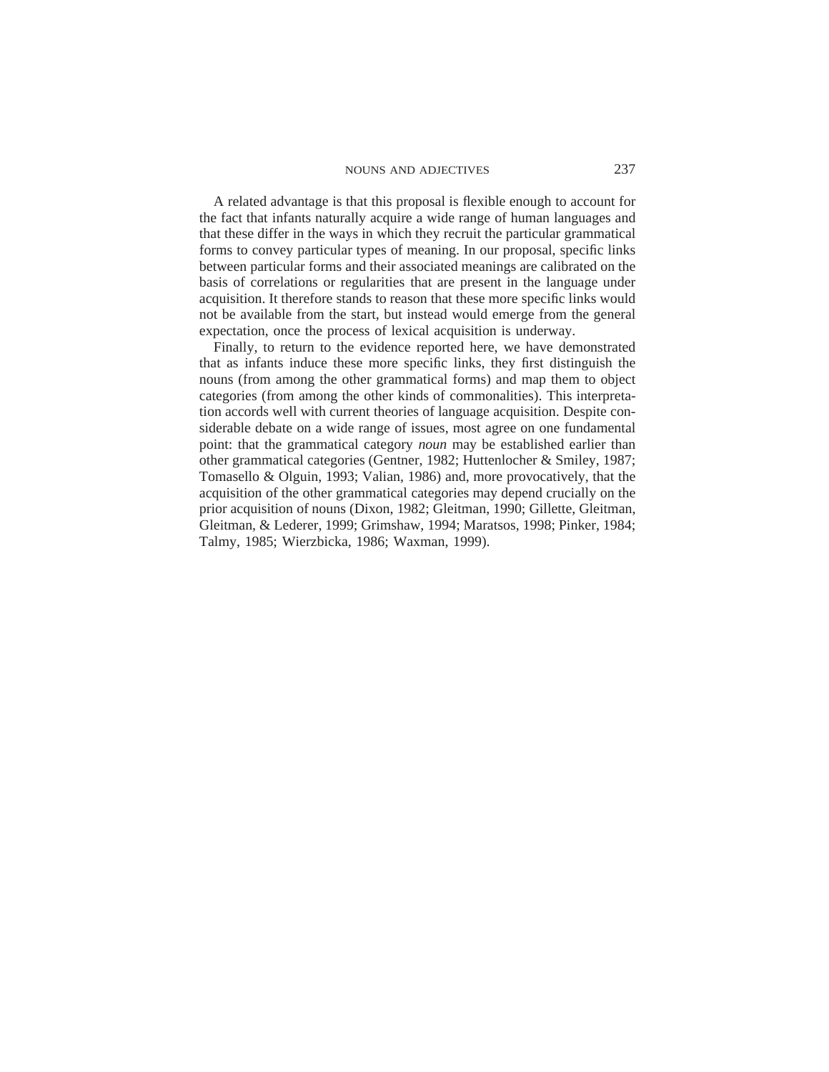A related advantage is that this proposal is flexible enough to account for the fact that infants naturally acquire a wide range of human languages and that these differ in the ways in which they recruit the particular grammatical forms to convey particular types of meaning. In our proposal, specific links between particular forms and their associated meanings are calibrated on the basis of correlations or regularities that are present in the language under acquisition. It therefore stands to reason that these more specific links would not be available from the start, but instead would emerge from the general expectation, once the process of lexical acquisition is underway.

Finally, to return to the evidence reported here, we have demonstrated that as infants induce these more specific links, they first distinguish the nouns (from among the other grammatical forms) and map them to object categories (from among the other kinds of commonalities). This interpretation accords well with current theories of language acquisition. Despite considerable debate on a wide range of issues, most agree on one fundamental point: that the grammatical category *noun* may be established earlier than other grammatical categories (Gentner, 1982; Huttenlocher & Smiley, 1987; Tomasello & Olguin, 1993; Valian, 1986) and, more provocatively, that the acquisition of the other grammatical categories may depend crucially on the prior acquisition of nouns (Dixon, 1982; Gleitman, 1990; Gillette, Gleitman, Gleitman, & Lederer, 1999; Grimshaw, 1994; Maratsos, 1998; Pinker, 1984; Talmy, 1985; Wierzbicka, 1986; Waxman, 1999).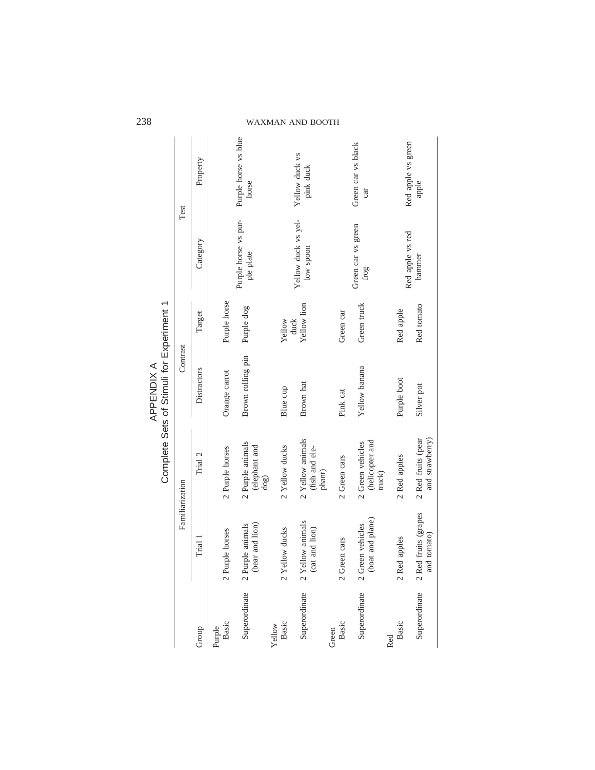# APPENDIX A

## Complete Sets of Stimuli for Experiment 1

| Group | Familiarization | | Contrast | | Test | |
|---|---|---|---|---|---|---|
| | Trial 1 | Trial 2 | Distractors | Target | Category | Property |
| Purple | | | | | | |
| Basic | 2 Purple horses | 2 Purple horses | Orange carrot | Purple horse | Purple horse vs purple plate | Purple horse vs blue horse |
| Superordinate | 2 Purple animals (bear and lion) | 2 Purple animals (elephant and dog) | Brown rolling pin | Purple dog | | |
| Yellow | | | | | | |
| Basic | 2 Yellow ducks | 2 Yellow ducks | Blue cup | Yellow duck | Yellow duck vs yellow spoon | Yellow duck vs pink duck |
| Superordinate | 2 Yellow animals (cat and lion) | 2 Yellow animals (fish and elephant) | Brown hat | Yellow lion | | |
| Green | | | | | | |
| Basic | 2 Green cars | 2 Green cars | Pink cat | Green car | Green car vs green frog | Green car vs black car |
| Superordinate | 2 Green vehicles (boat and plane) | 2 Green vehicles (helicopter and truck) | Yellow banana | Green truck | | |
| Red | | | | | | |
| Basic | 2 Red apples | 2 Red apples | Purple boot | Red apple | Red apple vs red hammer | Red apple vs green apple |
| Superordinate | 2 Red fruits (grapes and tomato) | 2 Red fruits (pear and strawberry) | Silver pot | Red tomato | | |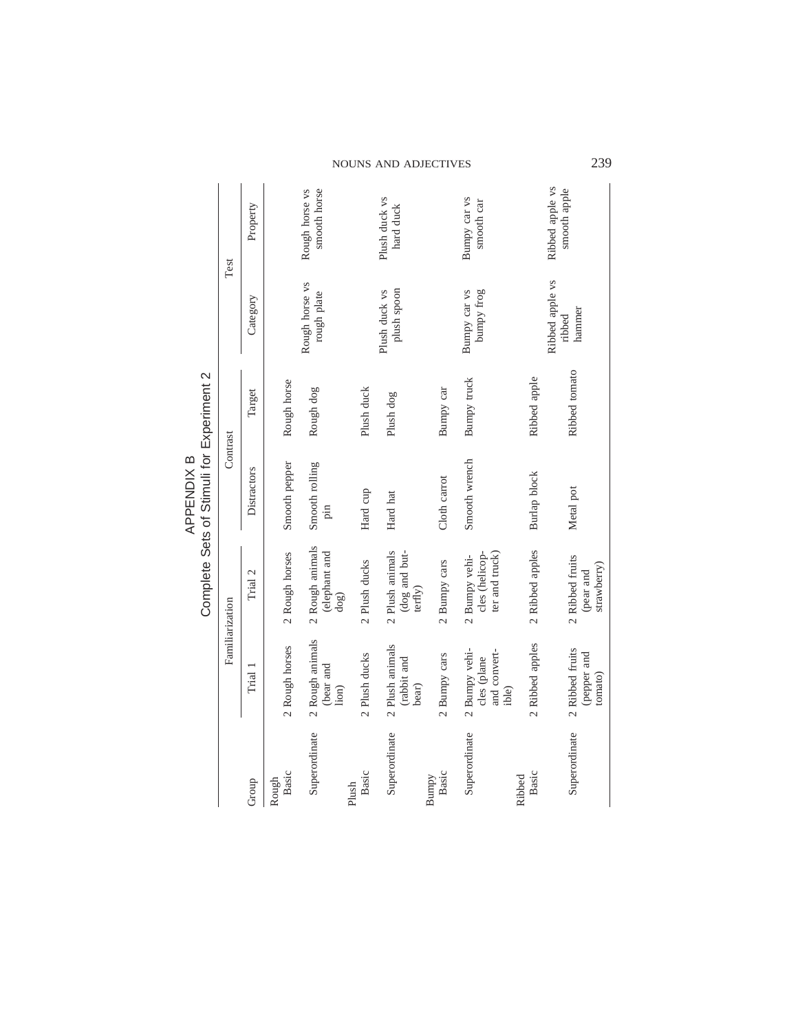## APPENDIX B
### Complete Sets of Stimuli for Experiment 2

| Group | Familiarization | | Contrast | | Test | |
|---|---|---|---|---|---|---|
| | Trial 1 | Trial 2 | Distractors | Target | Category | Property |
| Rough | | | | | | |
| Basic | 2 Rough horses | 2 Rough horses | Smooth pepper | Rough horse | Rough horse vs rough plate | |
| Superordinate | 2 Rough animals (bear and lion) | 2 Rough animals (elephant and dog) | Smooth rolling pin | Rough dog | | Rough horse vs smooth horse |
| Plush | | | | | | |
| Basic | 2 Plush ducks | 2 Plush ducks | Hard cup | Plush duck | Plush duck vs plush spoon | |
| Superordinate | 2 Plush animals (rabbit and bear) | 2 Plush animals (dog and butterfly) | Hard hat | Plush dog | | Plush duck vs hard duck |
| Bumpy | | | | | | |
| Basic | 2 Bumpy cars | 2 Bumpy cars | Cloth carrot | Bumpy car | Bumpy car vs bumpy frog | |
| Superordinate | 2 Bumpy vehicles (plane and convertible) | 2 Bumpy vehicles (helicopter and truck) | Smooth wrench | Bumpy truck | | Bumpy car vs smooth car |
| Ribbed | | | | | | |
| Basic | 2 Ribbed apples | 2 Ribbed apples | Burlap block | Ribbed apple | Ribbed apple vs ribbed hammer | |
| Superordinate | 2 Ribbed fruits (pepper and tomato) | 2 Ribbed fruits (pear and strawberry) | Metal pot | Ribbed tomato | | Ribbed apple vs smooth apple |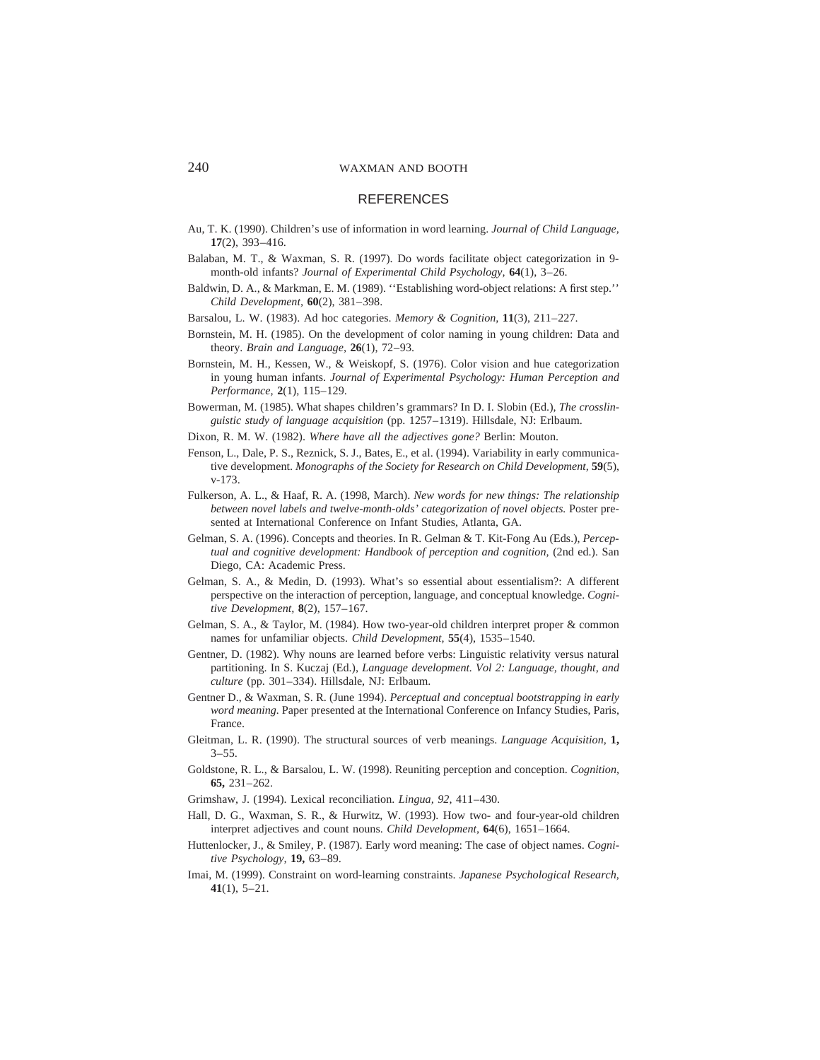## REFERENCES

Au, T. K. (1990). Children's use of information in word learning. *Journal of Child Language,* **17**(2), 393–416.

Balaban, M. T., & Waxman, S. R. (1997). Do words facilitate object categorization in 9-month-old infants? *Journal of Experimental Child Psychology,* **64**(1), 3–26.

Baldwin, D. A., & Markman, E. M. (1989). ''Establishing word-object relations: A first step.'' *Child Development,* **60**(2), 381–398.

Barsalou, L. W. (1983). Ad hoc categories. *Memory & Cognition,* **11**(3), 211–227.

Bornstein, M. H. (1985). On the development of color naming in young children: Data and theory. *Brain and Language,* **26**(1), 72–93.

Bornstein, M. H., Kessen, W., & Weiskopf, S. (1976). Color vision and hue categorization in young human infants. *Journal of Experimental Psychology: Human Perception and Performance,* **2**(1), 115–129.

Bowerman, M. (1985). What shapes children's grammars? In D. I. Slobin (Ed.), *The crosslinguistic study of language acquisition* (pp. 1257–1319). Hillsdale, NJ: Erlbaum.

Dixon, R. M. W. (1982). *Where have all the adjectives gone?* Berlin: Mouton.

Fenson, L., Dale, P. S., Reznick, S. J., Bates, E., et al. (1994). Variability in early communicative development. *Monographs of the Society for Research on Child Development,* **59**(5), v-173.

Fulkerson, A. L., & Haaf, R. A. (1998, March). *New words for new things: The relationship between novel labels and twelve-month-olds' categorization of novel objects.* Poster presented at International Conference on Infant Studies, Atlanta, GA.

Gelman, S. A. (1996). Concepts and theories. In R. Gelman & T. Kit-Fong Au (Eds.), *Perceptual and cognitive development: Handbook of perception and cognition,* (2nd ed.). San Diego, CA: Academic Press.

Gelman, S. A., & Medin, D. (1993). What's so essential about essentialism?: A different perspective on the interaction of perception, language, and conceptual knowledge. *Cognitive Development,* **8**(2), 157–167.

Gelman, S. A., & Taylor, M. (1984). How two-year-old children interpret proper & common names for unfamiliar objects. *Child Development,* **55**(4), 1535–1540.

Gentner, D. (1982). Why nouns are learned before verbs: Linguistic relativity versus natural partitioning. In S. Kuczaj (Ed.), *Language development. Vol 2: Language, thought, and culture* (pp. 301–334). Hillsdale, NJ: Erlbaum.

Gentner D., & Waxman, S. R. (June 1994). *Perceptual and conceptual bootstrapping in early word meaning.* Paper presented at the International Conference on Infancy Studies, Paris, France.

Gleitman, L. R. (1990). The structural sources of verb meanings. *Language Acquisition,* **1,** 3–55.

Goldstone, R. L., & Barsalou, L. W. (1998). Reuniting perception and conception. *Cognition,* **65,** 231–262.

Grimshaw, J. (1994). Lexical reconciliation. *Lingua, 92,* 411–430.

Hall, D. G., Waxman, S. R., & Hurwitz, W. (1993). How two- and four-year-old children interpret adjectives and count nouns. *Child Development,* **64**(6), 1651–1664.

Huttenlocker, J., & Smiley, P. (1987). Early word meaning: The case of object names. *Cognitive Psychology,* **19,** 63–89.

Imai, M. (1999). Constraint on word-learning constraints. *Japanese Psychological Research,* **41**(1), 5–21.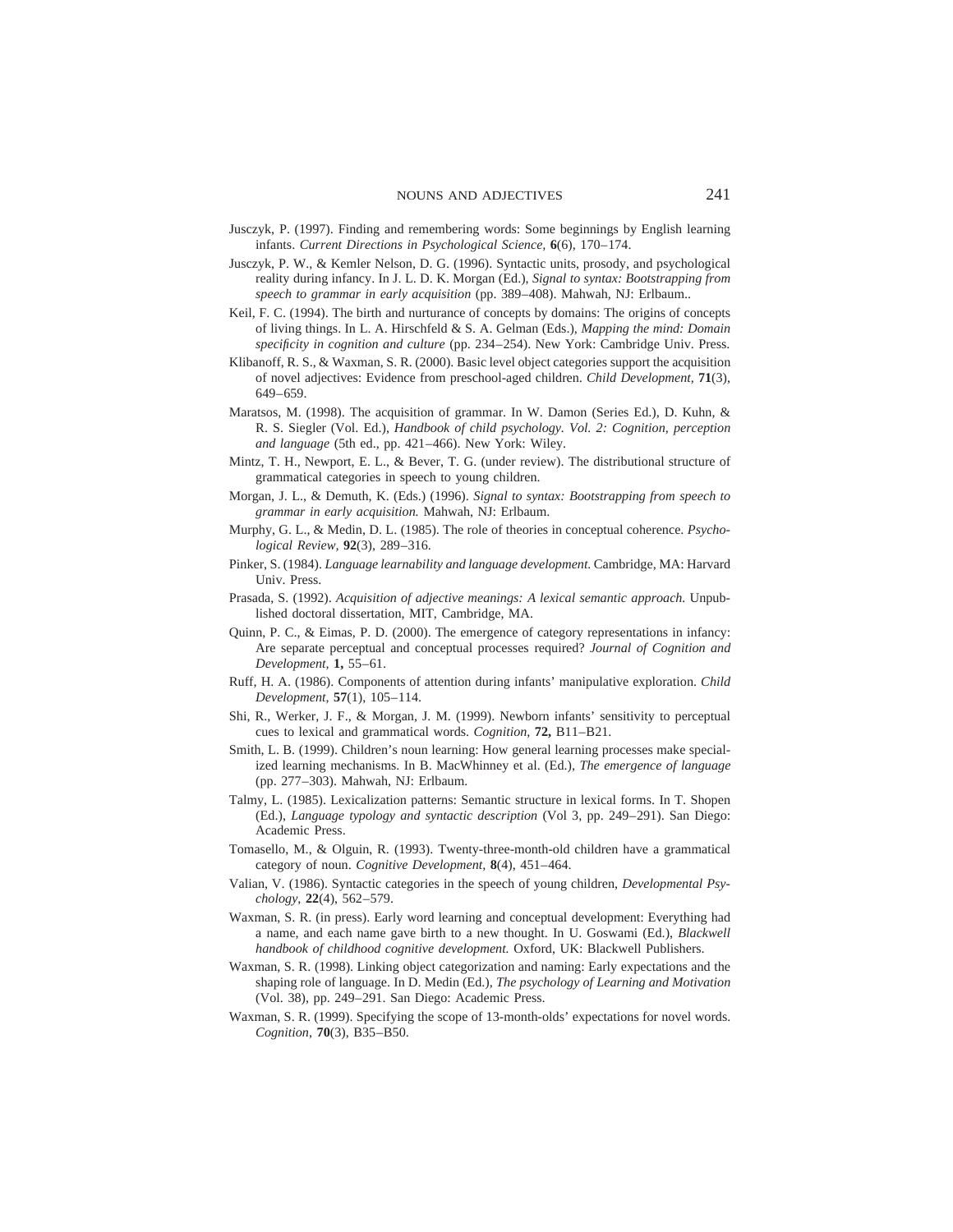Jusczyk, P. (1997). Finding and remembering words: Some beginnings by English learning infants. *Current Directions in Psychological Science,* **6**(6), 170–174.

Jusczyk, P. W., & Kemler Nelson, D. G. (1996). Syntactic units, prosody, and psychological reality during infancy. In J. L. D. K. Morgan (Ed.), *Signal to syntax: Bootstrapping from speech to grammar in early acquisition* (pp. 389–408). Mahwah, NJ: Erlbaum..

Keil, F. C. (1994). The birth and nurturance of concepts by domains: The origins of concepts of living things. In L. A. Hirschfeld & S. A. Gelman (Eds.), *Mapping the mind: Domain specificity in cognition and culture* (pp. 234–254). New York: Cambridge Univ. Press.

Klibanoff, R. S., & Waxman, S. R. (2000). Basic level object categories support the acquisition of novel adjectives: Evidence from preschool-aged children. *Child Development,* **71**(3), 649–659.

Maratsos, M. (1998). The acquisition of grammar. In W. Damon (Series Ed.), D. Kuhn, & R. S. Siegler (Vol. Ed.), *Handbook of child psychology. Vol. 2: Cognition, perception and language* (5th ed., pp. 421–466). New York: Wiley.

Mintz, T. H., Newport, E. L., & Bever, T. G. (under review). The distributional structure of grammatical categories in speech to young children.

Morgan, J. L., & Demuth, K. (Eds.) (1996). *Signal to syntax: Bootstrapping from speech to grammar in early acquisition.* Mahwah, NJ: Erlbaum.

Murphy, G. L., & Medin, D. L. (1985). The role of theories in conceptual coherence. *Psychological Review,* **92**(3), 289–316.

Pinker, S. (1984). *Language learnability and language development.* Cambridge, MA: Harvard Univ. Press.

Prasada, S. (1992). *Acquisition of adjective meanings: A lexical semantic approach.* Unpublished doctoral dissertation, MIT, Cambridge, MA.

Quinn, P. C., & Eimas, P. D. (2000). The emergence of category representations in infancy: Are separate perceptual and conceptual processes required? *Journal of Cognition and Development,* **1,** 55–61.

Ruff, H. A. (1986). Components of attention during infants' manipulative exploration. *Child Development,* **57**(1), 105–114.

Shi, R., Werker, J. F., & Morgan, J. M. (1999). Newborn infants' sensitivity to perceptual cues to lexical and grammatical words. *Cognition,* **72,** B11–B21.

Smith, L. B. (1999). Children's noun learning: How general learning processes make specialized learning mechanisms. In B. MacWhinney et al. (Ed.), *The emergence of language* (pp. 277–303). Mahwah, NJ: Erlbaum.

Talmy, L. (1985). Lexicalization patterns: Semantic structure in lexical forms. In T. Shopen (Ed.), *Language typology and syntactic description* (Vol 3, pp. 249–291). San Diego: Academic Press.

Tomasello, M., & Olguin, R. (1993). Twenty-three-month-old children have a grammatical category of noun. *Cognitive Development,* **8**(4), 451–464.

Valian, V. (1986). Syntactic categories in the speech of young children, *Developmental Psychology,* **22**(4), 562–579.

Waxman, S. R. (in press). Early word learning and conceptual development: Everything had a name, and each name gave birth to a new thought. In U. Goswami (Ed.), *Blackwell handbook of childhood cognitive development.* Oxford, UK: Blackwell Publishers.

Waxman, S. R. (1998). Linking object categorization and naming: Early expectations and the shaping role of language. In D. Medin (Ed.), *The psychology of Learning and Motivation* (Vol. 38), pp. 249–291. San Diego: Academic Press.

Waxman, S. R. (1999). Specifying the scope of 13-month-olds' expectations for novel words. *Cognition,* **70**(3), B35–B50.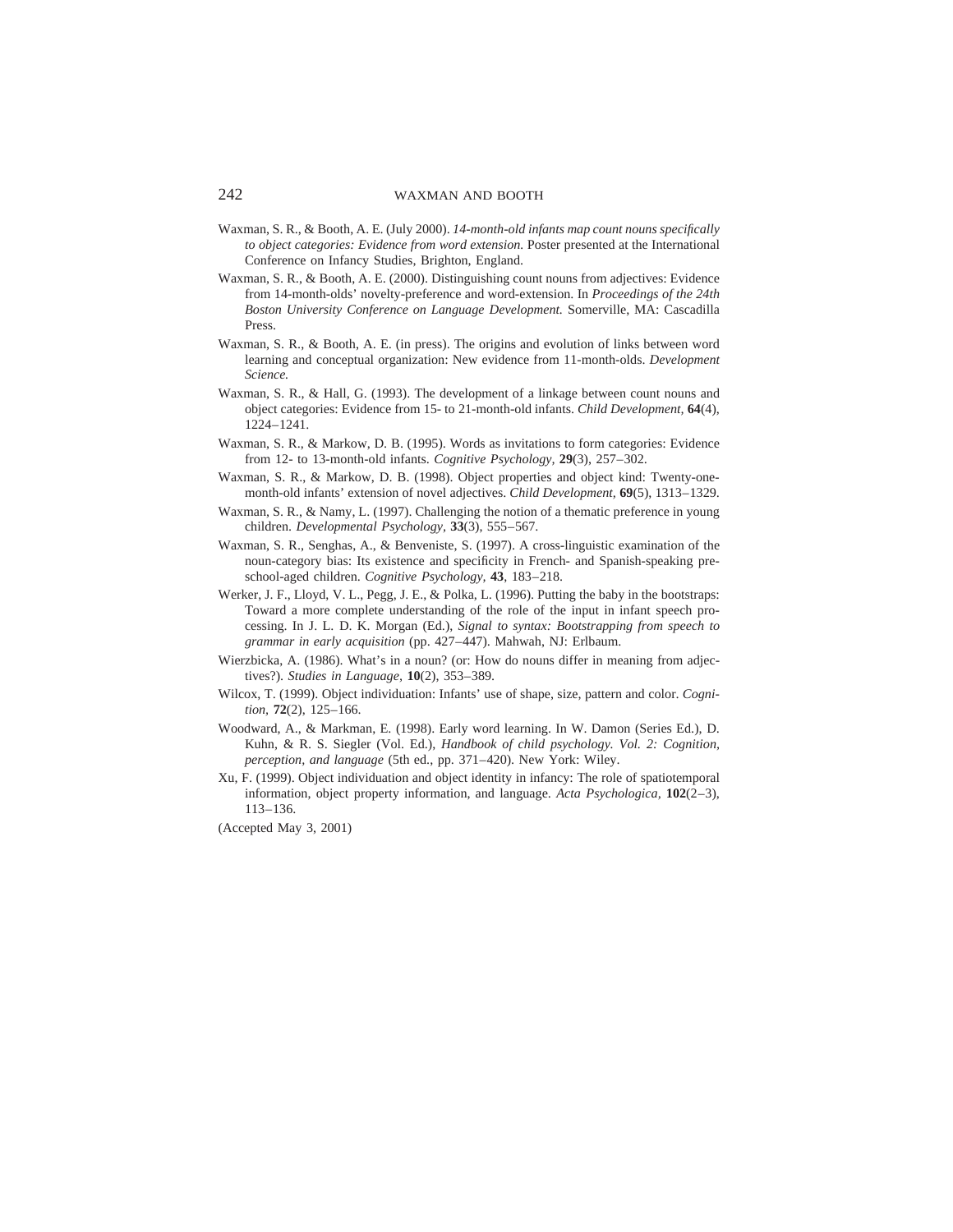Waxman, S. R., & Booth, A. E. (July 2000). *14-month-old infants map count nouns specifically to object categories: Evidence from word extension.* Poster presented at the International Conference on Infancy Studies, Brighton, England.

Waxman, S. R., & Booth, A. E. (2000). Distinguishing count nouns from adjectives: Evidence from 14-month-olds' novelty-preference and word-extension. In *Proceedings of the 24th Boston University Conference on Language Development.* Somerville, MA: Cascadilla Press.

Waxman, S. R., & Booth, A. E. (in press). The origins and evolution of links between word learning and conceptual organization: New evidence from 11-month-olds. *Development Science.*

Waxman, S. R., & Hall, G. (1993). The development of a linkage between count nouns and object categories: Evidence from 15- to 21-month-old infants. *Child Development,* **64**(4), 1224–1241.

Waxman, S. R., & Markow, D. B. (1995). Words as invitations to form categories: Evidence from 12- to 13-month-old infants. *Cognitive Psychology,* **29**(3), 257–302.

Waxman, S. R., & Markow, D. B. (1998). Object properties and object kind: Twenty-one-month-old infants' extension of novel adjectives. *Child Development,* **69**(5), 1313–1329.

Waxman, S. R., & Namy, L. (1997). Challenging the notion of a thematic preference in young children. *Developmental Psychology,* **33**(3), 555–567.

Waxman, S. R., Senghas, A., & Benveniste, S. (1997). A cross-linguistic examination of the noun-category bias: Its existence and specificity in French- and Spanish-speaking preschool-aged children. *Cognitive Psychology,* **43**, 183–218.

Werker, J. F., Lloyd, V. L., Pegg, J. E., & Polka, L. (1996). Putting the baby in the bootstraps: Toward a more complete understanding of the role of the input in infant speech processing. In J. L. D. K. Morgan (Ed.), *Signal to syntax: Bootstrapping from speech to grammar in early acquisition* (pp. 427–447). Mahwah, NJ: Erlbaum.

Wierzbicka, A. (1986). What's in a noun? (or: How do nouns differ in meaning from adjectives?). *Studies in Language,* **10**(2), 353–389.

Wilcox, T. (1999). Object individuation: Infants' use of shape, size, pattern and color. *Cognition,* **72**(2), 125–166.

Woodward, A., & Markman, E. (1998). Early word learning. In W. Damon (Series Ed.), D. Kuhn, & R. S. Siegler (Vol. Ed.), *Handbook of child psychology. Vol. 2: Cognition, perception, and language* (5th ed., pp. 371–420). New York: Wiley.

Xu, F. (1999). Object individuation and object identity in infancy: The role of spatiotemporal information, object property information, and language. *Acta Psychologica,* **102**(2–3), 113–136.

(Accepted May 3, 2001)